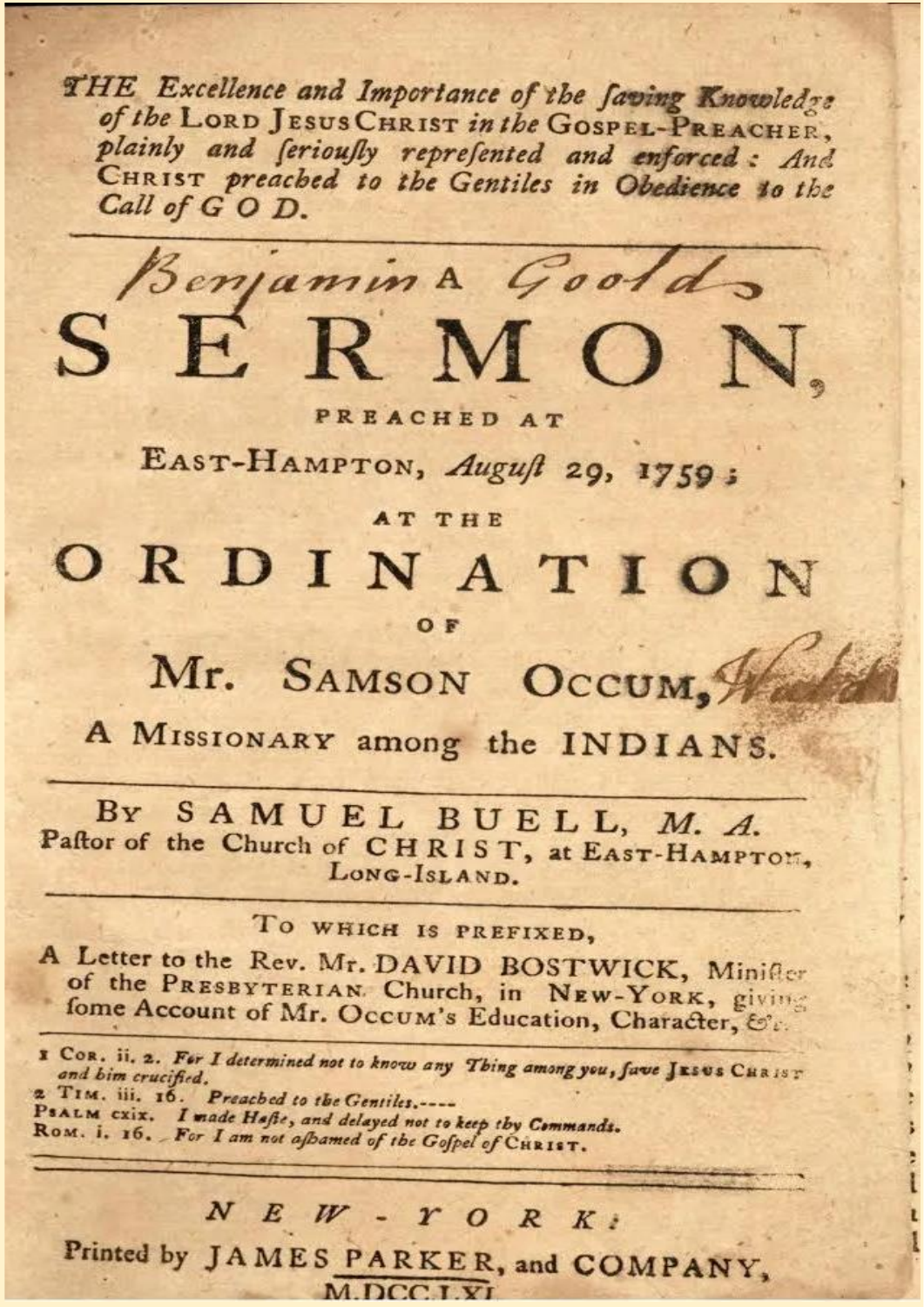*THE Excellence and Importance of the ſaving Knowledge of the* LORD JESUS CHRIST *in the* GOSPEL-PREACHER, *plainly and ſeriouſly repreſented and enforced: And* CHRIST *preached to the Gentiles in Obedience to the Call of* GOD.

---

*Benjamin* A *Goold*

# SERMON,

PREACHED AT

EAST-HAMPTON, *Auguſt* 29, 1759;

AT THE

## ORDINATION

OF

## Mr. SAMSON OCCUM,

A MISSIONARY among the INDIANS.

---

By SAMUEL BUELL, *M. A.*
Paſtor of the Church of CHRIST, at EAST-HAMPTON, LONG-ISLAND.

---

TO WHICH IS PREFIXED,

A Letter to the Rev. Mr. DAVID BOSTWICK, Miniſter of the PRESBYTERIAN Church, in NEW-YORK, giving ſome Account of Mr. OCCUM'S Education, Character, &c.

---

1 COR. ii. 2. *For I determined not to know any Thing among you, ſave* JESUS CHRIST *and him crucified.*
2 TIM. iii. 16. *Preached to the Gentiles.----*
PSALM cxix. *I made Haſte, and delayed not to keep thy Commands.*
ROM. i. 16. *For I am not aſhamed of the Goſpel of* CHRIST.

---

*NEW-YORK:*

Printed by JAMES PARKER, and COMPANY,
M.DCC.LXI.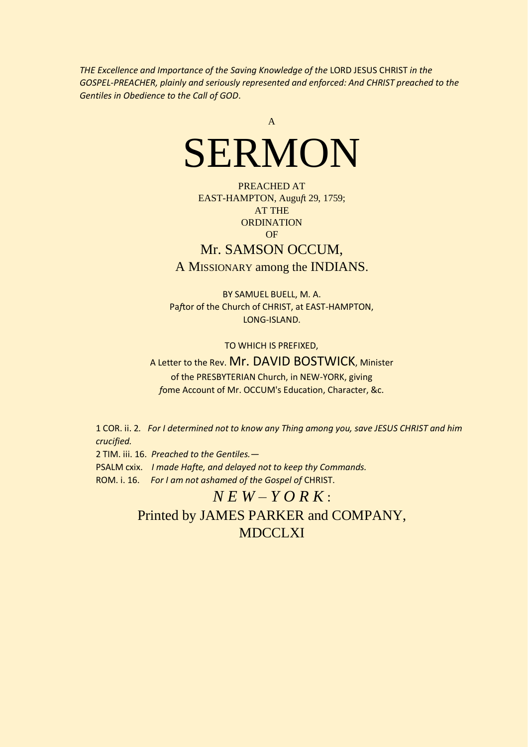*THE Excellence and Importance of the Saving Knowledge of the* LORD JESUS CHRIST *in the GOSPEL-PREACHER, plainly and seriously represented and enforced: And CHRIST preached to the Gentiles in Obedience to the Call of GOD*.

A

# SERMON

PREACHED AT
EAST-HAMPTON, Augu*ft* 29, 1759;
AT THE
ORDINATION
OF

## Mr. SAMSON OCCUM,

A MISSIONARY among the INDIANS.

BY SAMUEL BUELL, M. A.
Pa*ft*or of the Church of CHRIST, at EAST-HAMPTON,
LONG-ISLAND.

TO WHICH IS PREFIXED,
A Letter to the Rev. Mr. DAVID BOSTWICK, Minister
of the PRESBYTERIAN Church, in NEW-YORK, giving
*f*ome Account of Mr. OCCUM's Education, Character, &c.

1 COR. ii. 2. *For I determined not to know any Thing among you, save JESUS CHRIST and him crucified.*
2 TIM. iii. 16. *Preached to the Gentiles.—*
PSALM cxix. *I made Hafte, and delayed not to keep thy Commands.*
ROM. i. 16. *For I am not ashamed of the Gospel of* CHRIST.

*NEW-YORK*:
Printed by JAMES PARKER and COMPANY,
MDCCLXI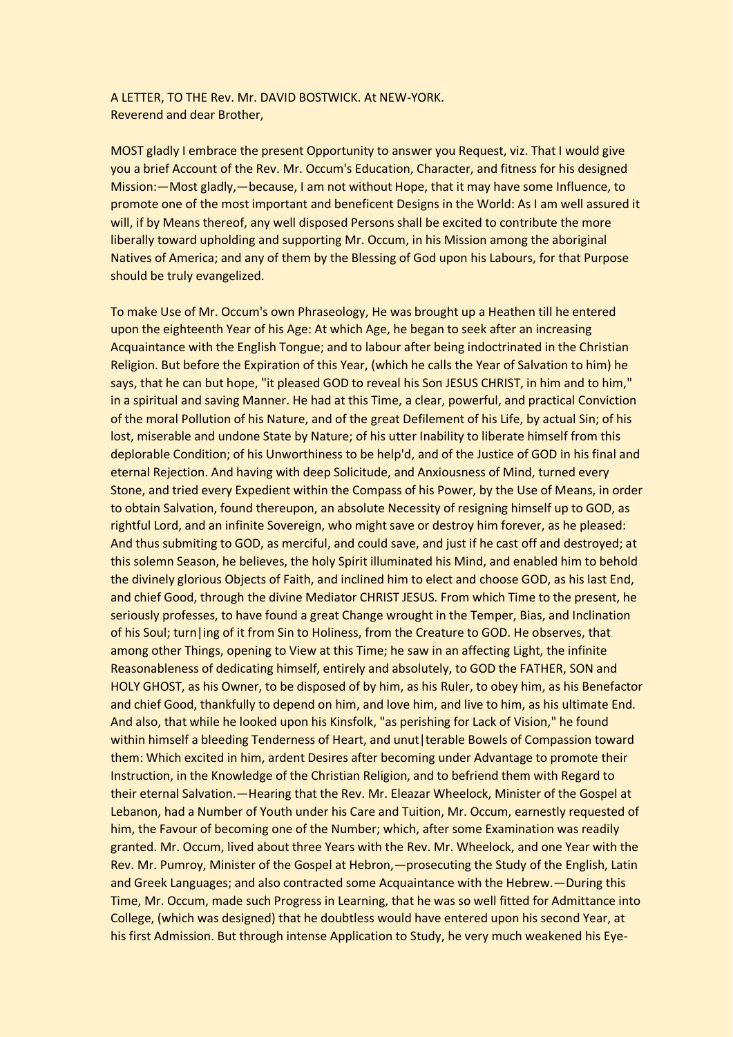A LETTER, TO THE Rev. Mr. DAVID BOSTWICK. At NEW-YORK.
Reverend and dear Brother,

MOST gladly I embrace the present Opportunity to answer you Request, viz. That I would give you a brief Account of the Rev. Mr. Occum's Education, Character, and fitness for his designed Mission:—Most gladly,—because, I am not without Hope, that it may have some Influence, to promote one of the most important and beneficent Designs in the World: As I am well assured it will, if by Means thereof, any well disposed Persons shall be excited to contribute the more liberally toward upholding and supporting Mr. Occum, in his Mission among the aboriginal Natives of America; and any of them by the Blessing of God upon his Labours, for that Purpose should be truly evangelized.

To make Use of Mr. Occum's own Phraseology, He was brought up a Heathen till he entered upon the eighteenth Year of his Age: At which Age, he began to seek after an increasing Acquaintance with the English Tongue; and to labour after being indoctrinated in the Christian Religion. But before the Expiration of this Year, (which he calls the Year of Salvation to him) he says, that he can but hope, "it pleased GOD to reveal his Son JESUS CHRIST, in him and to him," in a spiritual and saving Manner. He had at this Time, a clear, powerful, and practical Conviction of the moral Pollution of his Nature, and of the great Defilement of his Life, by actual Sin; of his lost, miserable and undone State by Nature; of his utter Inability to liberate himself from this deplorable Condition; of his Unworthiness to be help'd, and of the Justice of GOD in his final and eternal Rejection. And having with deep Solicitude, and Anxiousness of Mind, turned every Stone, and tried every Expedient within the Compass of his Power, by the Use of Means, in order to obtain Salvation, found thereupon, an absolute Necessity of resigning himself up to GOD, as rightful Lord, and an infinite Sovereign, who might save or destroy him forever, as he pleased: And thus submiting to GOD, as merciful, and could save, and just if he cast off and destroyed; at this solemn Season, he believes, the holy Spirit illuminated his Mind, and enabled him to behold the divinely glorious Objects of Faith, and inclined him to elect and choose GOD, as his last End, and chief Good, through the divine Mediator CHRIST JESUS. From which Time to the present, he seriously professes, to have found a great Change wrought in the Temper, Bias, and Inclination of his Soul; turn|ing of it from Sin to Holiness, from the Creature to GOD. He observes, that among other Things, opening to View at this Time; he saw in an affecting Light, the infinite Reasonableness of dedicating himself, entirely and absolutely, to GOD the FATHER, SON and HOLY GHOST, as his Owner, to be disposed of by him, as his Ruler, to obey him, as his Benefactor and chief Good, thankfully to depend on him, and love him, and live to him, as his ultimate End. And also, that while he looked upon his Kinsfolk, "as perishing for Lack of Vision," he found within himself a bleeding Tenderness of Heart, and unut|terable Bowels of Compassion toward them: Which excited in him, ardent Desires after becoming under Advantage to promote their Instruction, in the Knowledge of the Christian Religion, and to befriend them with Regard to their eternal Salvation.—Hearing that the Rev. Mr. Eleazar Wheelock, Minister of the Gospel at Lebanon, had a Number of Youth under his Care and Tuition, Mr. Occum, earnestly requested of him, the Favour of becoming one of the Number; which, after some Examination was readily granted. Mr. Occum, lived about three Years with the Rev. Mr. Wheelock, and one Year with the Rev. Mr. Pumroy, Minister of the Gospel at Hebron,—prosecuting the Study of the English, Latin and Greek Languages; and also contracted some Acquaintance with the Hebrew.—During this Time, Mr. Occum, made such Progress in Learning, that he was so well fitted for Admittance into College, (which was designed) that he doubtless would have entered upon his second Year, at his first Admission. But through intense Application to Study, he very much weakened his Eye-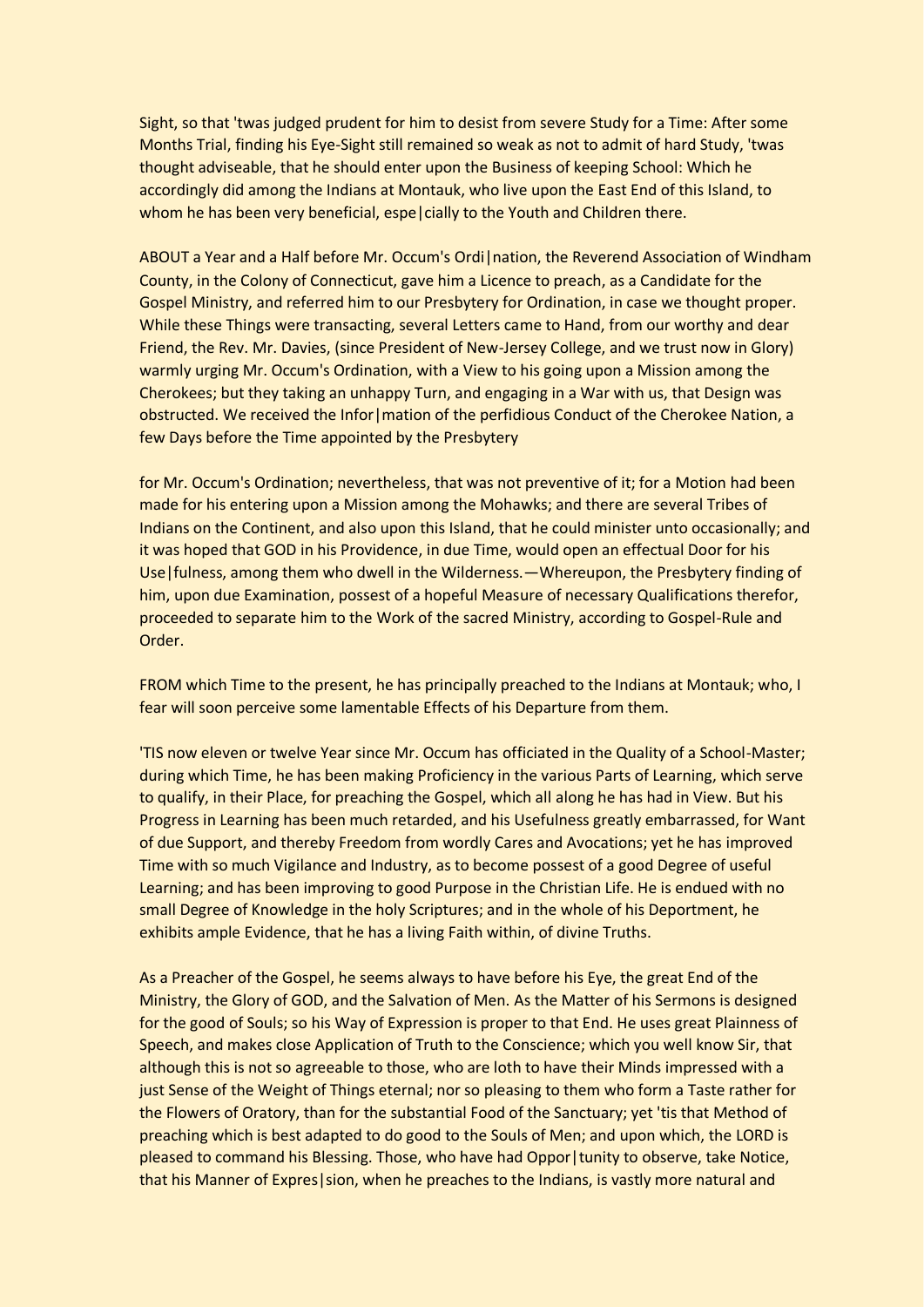Sight, so that 'twas judged prudent for him to desist from severe Study for a Time: After some Months Trial, finding his Eye-Sight still remained so weak as not to admit of hard Study, 'twas thought adviseable, that he should enter upon the Business of keeping School: Which he accordingly did among the Indians at Montauk, who live upon the East End of this Island, to whom he has been very beneficial, espe|cially to the Youth and Children there.

ABOUT a Year and a Half before Mr. Occum's Ordi|nation, the Reverend Association of Windham County, in the Colony of Connecticut, gave him a Licence to preach, as a Candidate for the Gospel Ministry, and referred him to our Presbytery for Ordination, in case we thought proper. While these Things were transacting, several Letters came to Hand, from our worthy and dear Friend, the Rev. Mr. Davies, (since President of New-Jersey College, and we trust now in Glory) warmly urging Mr. Occum's Ordination, with a View to his going upon a Mission among the Cherokees; but they taking an unhappy Turn, and engaging in a War with us, that Design was obstructed. We received the Infor|mation of the perfidious Conduct of the Cherokee Nation, a few Days before the Time appointed by the Presbytery

for Mr. Occum's Ordination; nevertheless, that was not preventive of it; for a Motion had been made for his entering upon a Mission among the Mohawks; and there are several Tribes of Indians on the Continent, and also upon this Island, that he could minister unto occasionally; and it was hoped that GOD in his Providence, in due Time, would open an effectual Door for his Use|fulness, among them who dwell in the Wilderness.—Whereupon, the Presbytery finding of him, upon due Examination, possest of a hopeful Measure of necessary Qualifications therefor, proceeded to separate him to the Work of the sacred Ministry, according to Gospel-Rule and Order.

FROM which Time to the present, he has principally preached to the Indians at Montauk; who, I fear will soon perceive some lamentable Effects of his Departure from them.

'TIS now eleven or twelve Year since Mr. Occum has officiated in the Quality of a School-Master; during which Time, he has been making Proficiency in the various Parts of Learning, which serve to qualify, in their Place, for preaching the Gospel, which all along he has had in View. But his Progress in Learning has been much retarded, and his Usefulness greatly embarrassed, for Want of due Support, and thereby Freedom from wordly Cares and Avocations; yet he has improved Time with so much Vigilance and Industry, as to become possest of a good Degree of useful Learning; and has been improving to good Purpose in the Christian Life. He is endued with no small Degree of Knowledge in the holy Scriptures; and in the whole of his Deportment, he exhibits ample Evidence, that he has a living Faith within, of divine Truths.

As a Preacher of the Gospel, he seems always to have before his Eye, the great End of the Ministry, the Glory of GOD, and the Salvation of Men. As the Matter of his Sermons is designed for the good of Souls; so his Way of Expression is proper to that End. He uses great Plainness of Speech, and makes close Application of Truth to the Conscience; which you well know Sir, that although this is not so agreeable to those, who are loth to have their Minds impressed with a just Sense of the Weight of Things eternal; nor so pleasing to them who form a Taste rather for the Flowers of Oratory, than for the substantial Food of the Sanctuary; yet 'tis that Method of preaching which is best adapted to do good to the Souls of Men; and upon which, the LORD is pleased to command his Blessing. Those, who have had Oppor|tunity to observe, take Notice, that his Manner of Expres|sion, when he preaches to the Indians, is vastly more natural and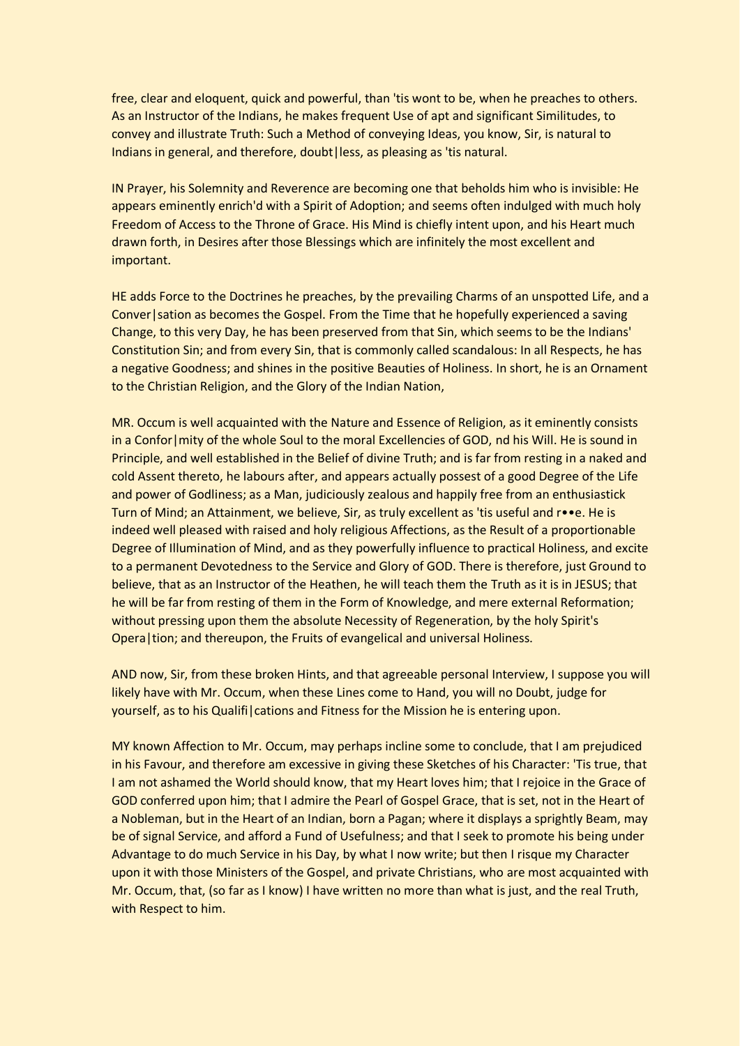free, clear and eloquent, quick and powerful, than 'tis wont to be, when he preaches to others. As an Instructor of the Indians, he makes frequent Use of apt and significant Similitudes, to convey and illustrate Truth: Such a Method of conveying Ideas, you know, Sir, is natural to Indians in general, and therefore, doubt|less, as pleasing as 'tis natural.

IN Prayer, his Solemnity and Reverence are becoming one that beholds him who is invisible: He appears eminently enrich'd with a Spirit of Adoption; and seems often indulged with much holy Freedom of Access to the Throne of Grace. His Mind is chiefly intent upon, and his Heart much drawn forth, in Desires after those Blessings which are infinitely the most excellent and important.

HE adds Force to the Doctrines he preaches, by the prevailing Charms of an unspotted Life, and a Conver|sation as becomes the Gospel. From the Time that he hopefully experienced a saving Change, to this very Day, he has been preserved from that Sin, which seems to be the Indians' Constitution Sin; and from every Sin, that is commonly called scandalous: In all Respects, he has a negative Goodness; and shines in the positive Beauties of Holiness. In short, he is an Ornament to the Christian Religion, and the Glory of the Indian Nation,

MR. Occum is well acquainted with the Nature and Essence of Religion, as it eminently consists in a Confor|mity of the whole Soul to the moral Excellencies of GOD, nd his Will. He is sound in Principle, and well established in the Belief of divine Truth; and is far from resting in a naked and cold Assent thereto, he labours after, and appears actually possest of a good Degree of the Life and power of Godliness; as a Man, judiciously zealous and happily free from an enthusiastick Turn of Mind; an Attainment, we believe, Sir, as truly excellent as 'tis useful and r••e. He is indeed well pleased with raised and holy religious Affections, as the Result of a proportionable Degree of Illumination of Mind, and as they powerfully influence to practical Holiness, and excite to a permanent Devotedness to the Service and Glory of GOD. There is therefore, just Ground to believe, that as an Instructor of the Heathen, he will teach them the Truth as it is in JESUS; that he will be far from resting of them in the Form of Knowledge, and mere external Reformation; without pressing upon them the absolute Necessity of Regeneration, by the holy Spirit's Opera|tion; and thereupon, the Fruits of evangelical and universal Holiness.

AND now, Sir, from these broken Hints, and that agreeable personal Interview, I suppose you will likely have with Mr. Occum, when these Lines come to Hand, you will no Doubt, judge for yourself, as to his Qualifi|cations and Fitness for the Mission he is entering upon.

MY known Affection to Mr. Occum, may perhaps incline some to conclude, that I am prejudiced in his Favour, and therefore am excessive in giving these Sketches of his Character: 'Tis true, that I am not ashamed the World should know, that my Heart loves him; that I rejoice in the Grace of GOD conferred upon him; that I admire the Pearl of Gospel Grace, that is set, not in the Heart of a Nobleman, but in the Heart of an Indian, born a Pagan; where it displays a sprightly Beam, may be of signal Service, and afford a Fund of Usefulness; and that I seek to promote his being under Advantage to do much Service in his Day, by what I now write; but then I risque my Character upon it with those Ministers of the Gospel, and private Christians, who are most acquainted with Mr. Occum, that, (so far as I know) I have written no more than what is just, and the real Truth, with Respect to him.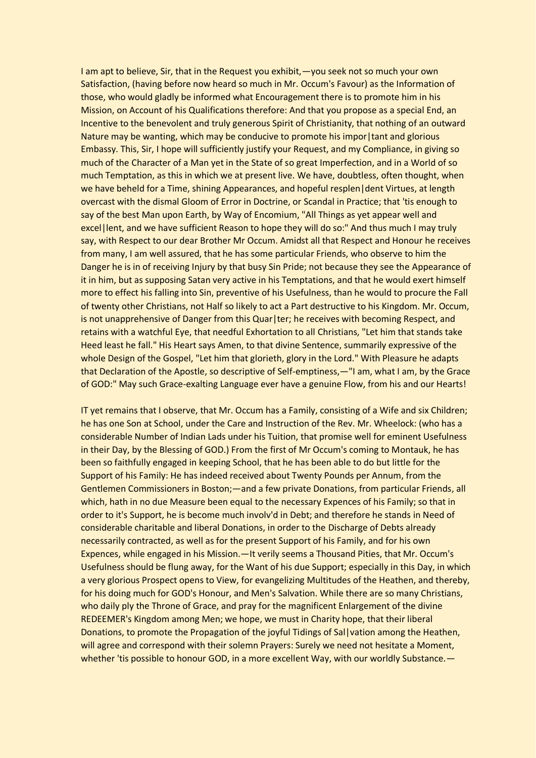I am apt to believe, Sir, that in the Request you exhibit,—you seek not so much your own Satisfaction, (having before now heard so much in Mr. Occum's Favour) as the Information of those, who would gladly be informed what Encouragement there is to promote him in his Mission, on Account of his Qualifications therefore: And that you propose as a special End, an Incentive to the benevolent and truly generous Spirit of Christianity, that nothing of an outward Nature may be wanting, which may be conducive to promote his impor|tant and glorious Embassy. This, Sir, I hope will sufficiently justify your Request, and my Compliance, in giving so much of the Character of a Man yet in the State of so great Imperfection, and in a World of so much Temptation, as this in which we at present live. We have, doubtless, often thought, when we have beheld for a Time, shining Appearances, and hopeful resplen|dent Virtues, at length overcast with the dismal Gloom of Error in Doctrine, or Scandal in Practice; that 'tis enough to say of the best Man upon Earth, by Way of Encomium, "All Things as yet appear well and excel|lent, and we have sufficient Reason to hope they will do so:" And thus much I may truly say, with Respect to our dear Brother Mr Occum. Amidst all that Respect and Honour he receives from many, I am well assured, that he has some particular Friends, who observe to him the Danger he is in of receiving Injury by that busy Sin Pride; not because they see the Appearance of it in him, but as supposing Satan very active in his Temptations, and that he would exert himself more to effect his falling into Sin, preventive of his Usefulness, than he would to procure the Fall of twenty other Christians, not Half so likely to act a Part destructive to his Kingdom. Mr. Occum, is not unapprehensive of Danger from this Quar|ter; he receives with becoming Respect, and retains with a watchful Eye, that needful Exhortation to all Christians, "Let him that stands take Heed least he fall." His Heart says Amen, to that divine Sentence, summarily expressive of the whole Design of the Gospel, "Let him that glorieth, glory in the Lord." With Pleasure he adapts that Declaration of the Apostle, so descriptive of Self-emptiness,—"I am, what I am, by the Grace of GOD:" May such Grace-exalting Language ever have a genuine Flow, from his and our Hearts!

IT yet remains that I observe, that Mr. Occum has a Family, consisting of a Wife and six Children; he has one Son at School, under the Care and Instruction of the Rev. Mr. Wheelock: (who has a considerable Number of Indian Lads under his Tuition, that promise well for eminent Usefulness in their Day, by the Blessing of GOD.) From the first of Mr Occum's coming to Montauk, he has been so faithfully engaged in keeping School, that he has been able to do but little for the Support of his Family: He has indeed received about Twenty Pounds per Annum, from the Gentlemen Commissioners in Boston;—and a few private Donations, from particular Friends, all which, hath in no due Measure been equal to the necessary Expences of his Family; so that in order to it's Support, he is become much involv'd in Debt; and therefore he stands in Need of considerable charitable and liberal Donations, in order to the Discharge of Debts already necessarily contracted, as well as for the present Support of his Family, and for his own Expences, while engaged in his Mission.—It verily seems a Thousand Pities, that Mr. Occum's Usefulness should be flung away, for the Want of his due Support; especially in this Day, in which a very glorious Prospect opens to View, for evangelizing Multitudes of the Heathen, and thereby, for his doing much for GOD's Honour, and Men's Salvation. While there are so many Christians, who daily ply the Throne of Grace, and pray for the magnificent Enlargement of the divine REDEEMER's Kingdom among Men; we hope, we must in Charity hope, that their liberal Donations, to promote the Propagation of the joyful Tidings of Sal|vation among the Heathen, will agree and correspond with their solemn Prayers: Surely we need not hesitate a Moment, whether 'tis possible to honour GOD, in a more excellent Way, with our worldly Substance.—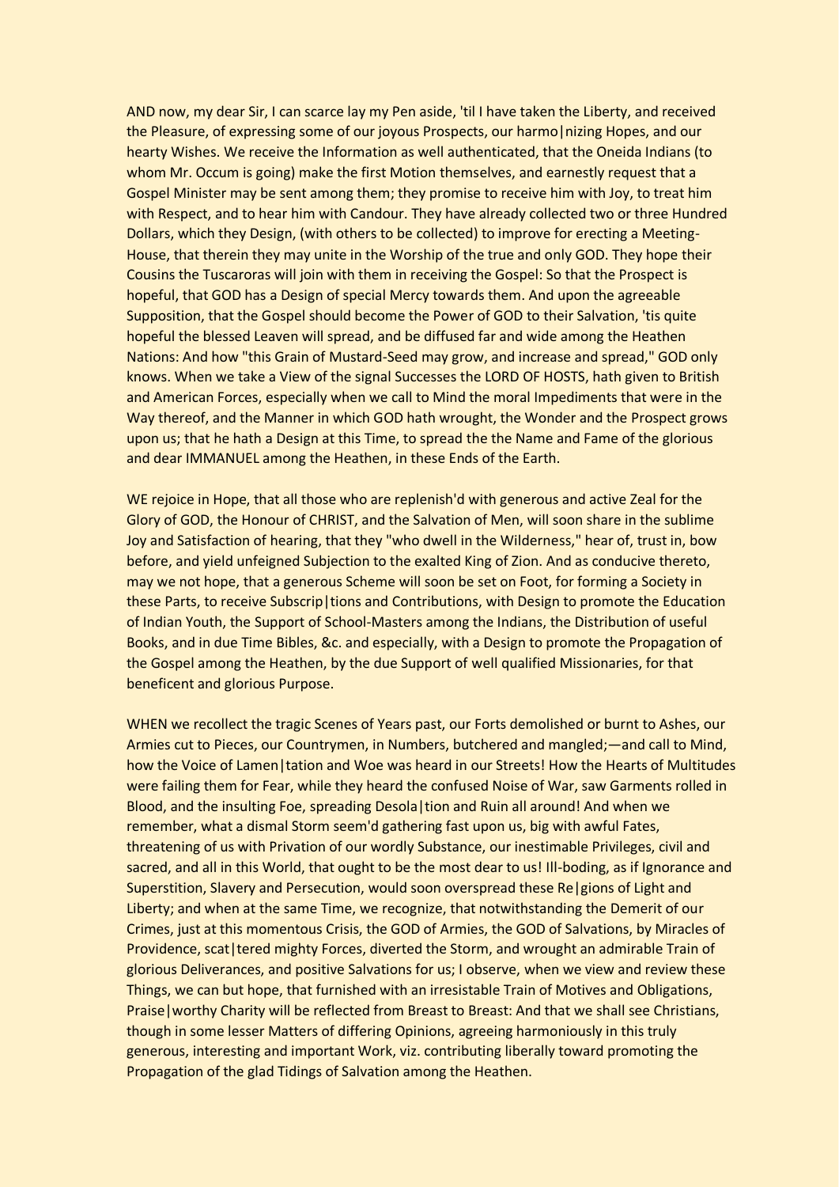AND now, my dear Sir, I can scarce lay my Pen aside, 'til I have taken the Liberty, and received the Pleasure, of expressing some of our joyous Prospects, our harmo|nizing Hopes, and our hearty Wishes. We receive the Information as well authenticated, that the Oneida Indians (to whom Mr. Occum is going) make the first Motion themselves, and earnestly request that a Gospel Minister may be sent among them; they promise to receive him with Joy, to treat him with Respect, and to hear him with Candour. They have already collected two or three Hundred Dollars, which they Design, (with others to be collected) to improve for erecting a Meeting-House, that therein they may unite in the Worship of the true and only GOD. They hope their Cousins the Tuscaroras will join with them in receiving the Gospel: So that the Prospect is hopeful, that GOD has a Design of special Mercy towards them. And upon the agreeable Supposition, that the Gospel should become the Power of GOD to their Salvation, 'tis quite hopeful the blessed Leaven will spread, and be diffused far and wide among the Heathen Nations: And how "this Grain of Mustard-Seed may grow, and increase and spread," GOD only knows. When we take a View of the signal Successes the LORD OF HOSTS, hath given to British and American Forces, especially when we call to Mind the moral Impediments that were in the Way thereof, and the Manner in which GOD hath wrought, the Wonder and the Prospect grows upon us; that he hath a Design at this Time, to spread the the Name and Fame of the glorious and dear IMMANUEL among the Heathen, in these Ends of the Earth.

WE rejoice in Hope, that all those who are replenish'd with generous and active Zeal for the Glory of GOD, the Honour of CHRIST, and the Salvation of Men, will soon share in the sublime Joy and Satisfaction of hearing, that they "who dwell in the Wilderness," hear of, trust in, bow before, and yield unfeigned Subjection to the exalted King of Zion. And as conducive thereto, may we not hope, that a generous Scheme will soon be set on Foot, for forming a Society in these Parts, to receive Subscrip|tions and Contributions, with Design to promote the Education of Indian Youth, the Support of School-Masters among the Indians, the Distribution of useful Books, and in due Time Bibles, &c. and especially, with a Design to promote the Propagation of the Gospel among the Heathen, by the due Support of well qualified Missionaries, for that beneficent and glorious Purpose.

WHEN we recollect the tragic Scenes of Years past, our Forts demolished or burnt to Ashes, our Armies cut to Pieces, our Countrymen, in Numbers, butchered and mangled;—and call to Mind, how the Voice of Lamen|tation and Woe was heard in our Streets! How the Hearts of Multitudes were failing them for Fear, while they heard the confused Noise of War, saw Garments rolled in Blood, and the insulting Foe, spreading Desola|tion and Ruin all around! And when we remember, what a dismal Storm seem'd gathering fast upon us, big with awful Fates, threatening of us with Privation of our wordly Substance, our inestimable Privileges, civil and sacred, and all in this World, that ought to be the most dear to us! Ill-boding, as if Ignorance and Superstition, Slavery and Persecution, would soon overspread these Re|gions of Light and Liberty; and when at the same Time, we recognize, that notwithstanding the Demerit of our Crimes, just at this momentous Crisis, the GOD of Armies, the GOD of Salvations, by Miracles of Providence, scat|tered mighty Forces, diverted the Storm, and wrought an admirable Train of glorious Deliverances, and positive Salvations for us; I observe, when we view and review these Things, we can but hope, that furnished with an irresistable Train of Motives and Obligations, Praise|worthy Charity will be reflected from Breast to Breast: And that we shall see Christians, though in some lesser Matters of differing Opinions, agreeing harmoniously in this truly generous, interesting and important Work, viz. contributing liberally toward promoting the Propagation of the glad Tidings of Salvation among the Heathen.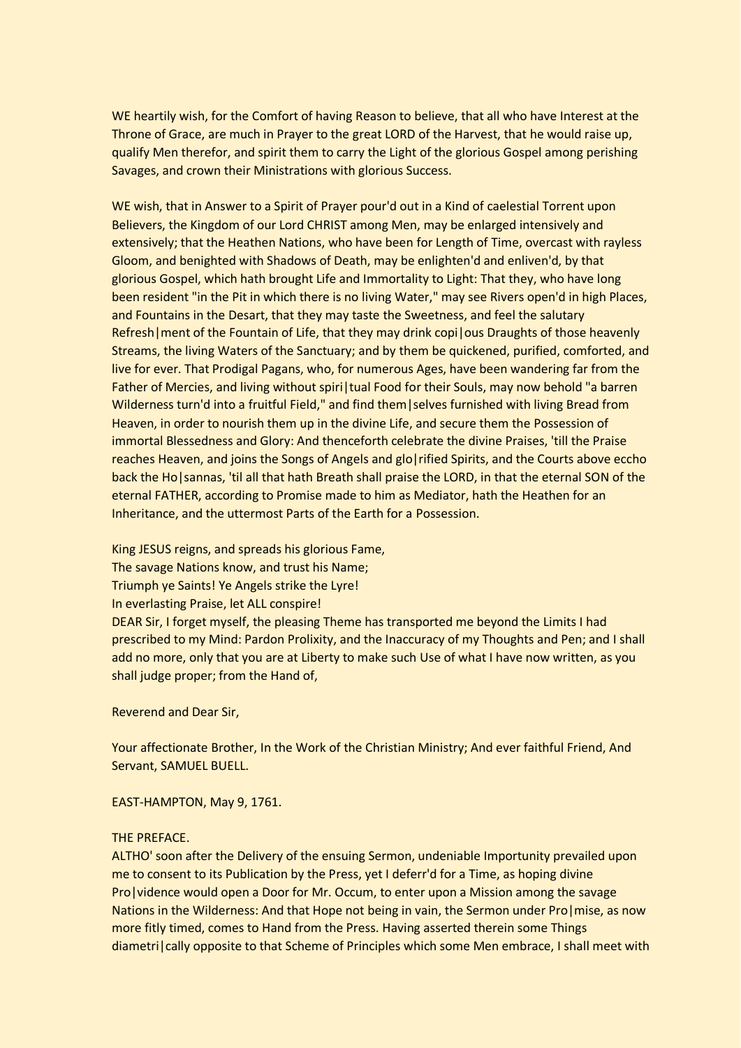WE heartily wish, for the Comfort of having Reason to believe, that all who have Interest at the Throne of Grace, are much in Prayer to the great LORD of the Harvest, that he would raise up, qualify Men therefor, and spirit them to carry the Light of the glorious Gospel among perishing Savages, and crown their Ministrations with glorious Success.

WE wish, that in Answer to a Spirit of Prayer pour'd out in a Kind of caelestial Torrent upon Believers, the Kingdom of our Lord CHRIST among Men, may be enlarged intensively and extensively; that the Heathen Nations, who have been for Length of Time, overcast with rayless Gloom, and benighted with Shadows of Death, may be enlighten'd and enliven'd, by that glorious Gospel, which hath brought Life and Immortality to Light: That they, who have long been resident "in the Pit in which there is no living Water," may see Rivers open'd in high Places, and Fountains in the Desart, that they may taste the Sweetness, and feel the salutary Refresh|ment of the Fountain of Life, that they may drink copi|ous Draughts of those heavenly Streams, the living Waters of the Sanctuary; and by them be quickened, purified, comforted, and live for ever. That Prodigal Pagans, who, for numerous Ages, have been wandering far from the Father of Mercies, and living without spiri|tual Food for their Souls, may now behold "a barren Wilderness turn'd into a fruitful Field," and find them|selves furnished with living Bread from Heaven, in order to nourish them up in the divine Life, and secure them the Possession of immortal Blessedness and Glory: And thenceforth celebrate the divine Praises, 'till the Praise reaches Heaven, and joins the Songs of Angels and glo|rified Spirits, and the Courts above eccho back the Ho|sannas, 'til all that hath Breath shall praise the LORD, in that the eternal SON of the eternal FATHER, according to Promise made to him as Mediator, hath the Heathen for an Inheritance, and the uttermost Parts of the Earth for a Possession.

King JESUS reigns, and spreads his glorious Fame,  
The savage Nations know, and trust his Name;  
Triumph ye Saints! Ye Angels strike the Lyre!  
In everlasting Praise, let ALL conspire!

DEAR Sir, I forget myself, the pleasing Theme has transported me beyond the Limits I had prescribed to my Mind: Pardon Prolixity, and the Inaccuracy of my Thoughts and Pen; and I shall add no more, only that you are at Liberty to make such Use of what I have now written, as you shall judge proper; from the Hand of,

Reverend and Dear Sir,

Your affectionate Brother, In the Work of the Christian Ministry; And ever faithful Friend, And Servant, SAMUEL BUELL.

EAST-HAMPTON, May 9, 1761.

## THE PREFACE.

ALTHO' soon after the Delivery of the ensuing Sermon, undeniable Importunity prevailed upon me to consent to its Publication by the Press, yet I deferr'd for a Time, as hoping divine Pro|vidence would open a Door for Mr. Occum, to enter upon a Mission among the savage Nations in the Wilderness: And that Hope not being in vain, the Sermon under Pro|mise, as now more fitly timed, comes to Hand from the Press. Having asserted therein some Things diametri|cally opposite to that Scheme of Principles which some Men embrace, I shall meet with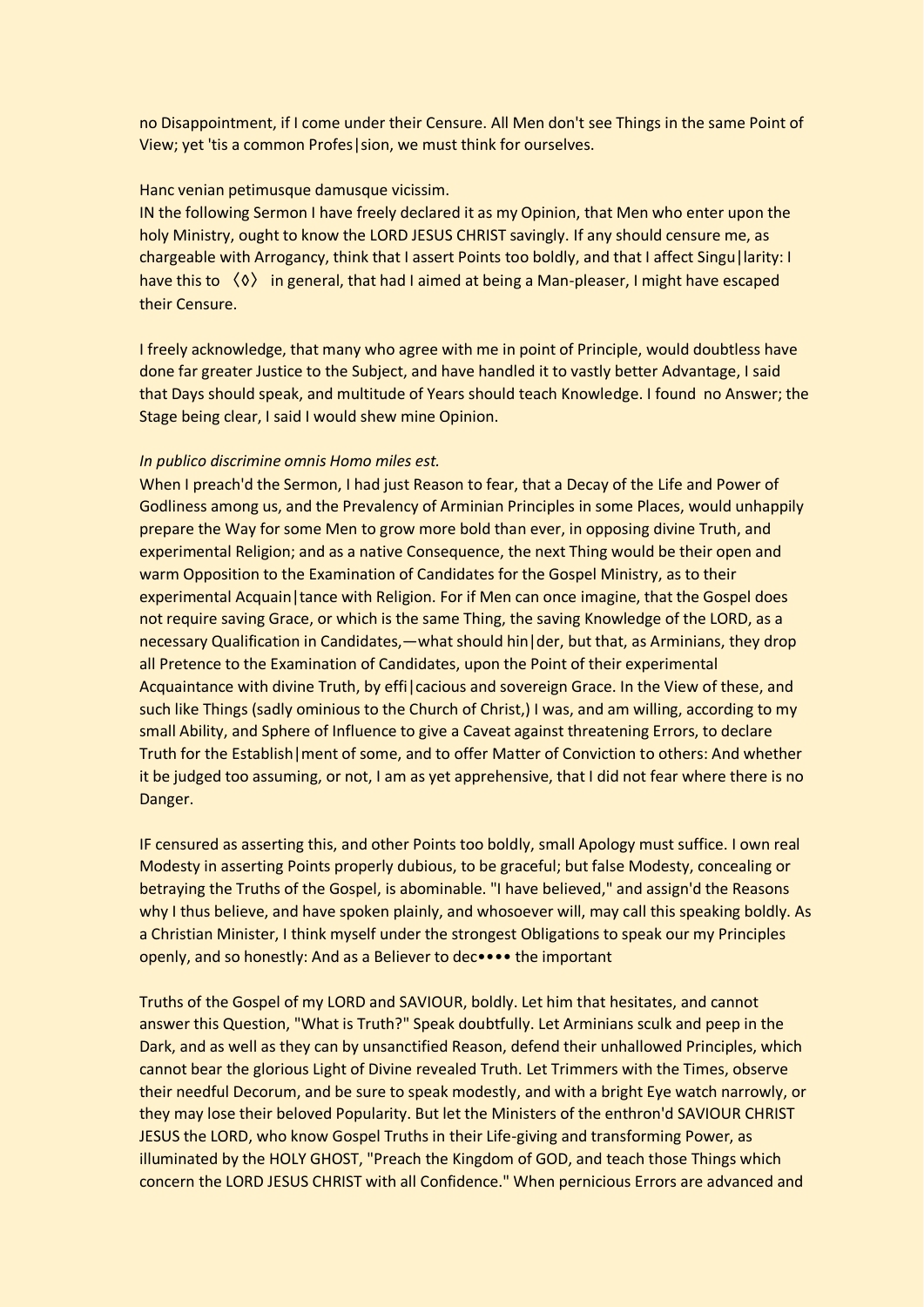no Disappointment, if I come under their Censure. All Men don't see Things in the same Point of View; yet 'tis a common Profes|sion, we must think for ourselves.

Hanc venian petimusque damusque vicissim.

IN the following Sermon I have freely declared it as my Opinion, that Men who enter upon the holy Ministry, ought to know the LORD JESUS CHRIST savingly. If any should censure me, as chargeable with Arrogancy, think that I assert Points too boldly, and that I affect Singu|larity: I have this to 〈◊〉 in general, that had I aimed at being a Man-pleaser, I might have escaped their Censure.

I freely acknowledge, that many who agree with me in point of Principle, would doubtless have done far greater Justice to the Subject, and have handled it to vastly better Advantage, I said that Days should speak, and multitude of Years should teach Knowledge. I found no Answer; the Stage being clear, I said I would shew mine Opinion.

*In publico discrimine omnis Homo miles est.*

When I preach'd the Sermon, I had just Reason to fear, that a Decay of the Life and Power of Godliness among us, and the Prevalency of Arminian Principles in some Places, would unhappily prepare the Way for some Men to grow more bold than ever, in opposing divine Truth, and experimental Religion; and as a native Consequence, the next Thing would be their open and warm Opposition to the Examination of Candidates for the Gospel Ministry, as to their experimental Acquain|tance with Religion. For if Men can once imagine, that the Gospel does not require saving Grace, or which is the same Thing, the saving Knowledge of the LORD, as a necessary Qualification in Candidates,—what should hin|der, but that, as Arminians, they drop all Pretence to the Examination of Candidates, upon the Point of their experimental Acquaintance with divine Truth, by effi|cacious and sovereign Grace. In the View of these, and such like Things (sadly ominious to the Church of Christ,) I was, and am willing, according to my small Ability, and Sphere of Influence to give a Caveat against threatening Errors, to declare Truth for the Establish|ment of some, and to offer Matter of Conviction to others: And whether it be judged too assuming, or not, I am as yet apprehensive, that I did not fear where there is no Danger.

IF censured as asserting this, and other Points too boldly, small Apology must suffice. I own real Modesty in asserting Points properly dubious, to be graceful; but false Modesty, concealing or betraying the Truths of the Gospel, is abominable. "I have believed," and assign'd the Reasons why I thus believe, and have spoken plainly, and whosoever will, may call this speaking boldly. As a Christian Minister, I think myself under the strongest Obligations to speak our my Principles openly, and so honestly: And as a Believer to dec•••• the important

Truths of the Gospel of my LORD and SAVIOUR, boldly. Let him that hesitates, and cannot answer this Question, "What is Truth?" Speak doubtfully. Let Arminians sculk and peep in the Dark, and as well as they can by unsanctified Reason, defend their unhallowed Principles, which cannot bear the glorious Light of Divine revealed Truth. Let Trimmers with the Times, observe their needful Decorum, and be sure to speak modestly, and with a bright Eye watch narrowly, or they may lose their beloved Popularity. But let the Ministers of the enthron'd SAVIOUR CHRIST JESUS the LORD, who know Gospel Truths in their Life-giving and transforming Power, as illuminated by the HOLY GHOST, "Preach the Kingdom of GOD, and teach those Things which concern the LORD JESUS CHRIST with all Confidence." When pernicious Errors are advanced and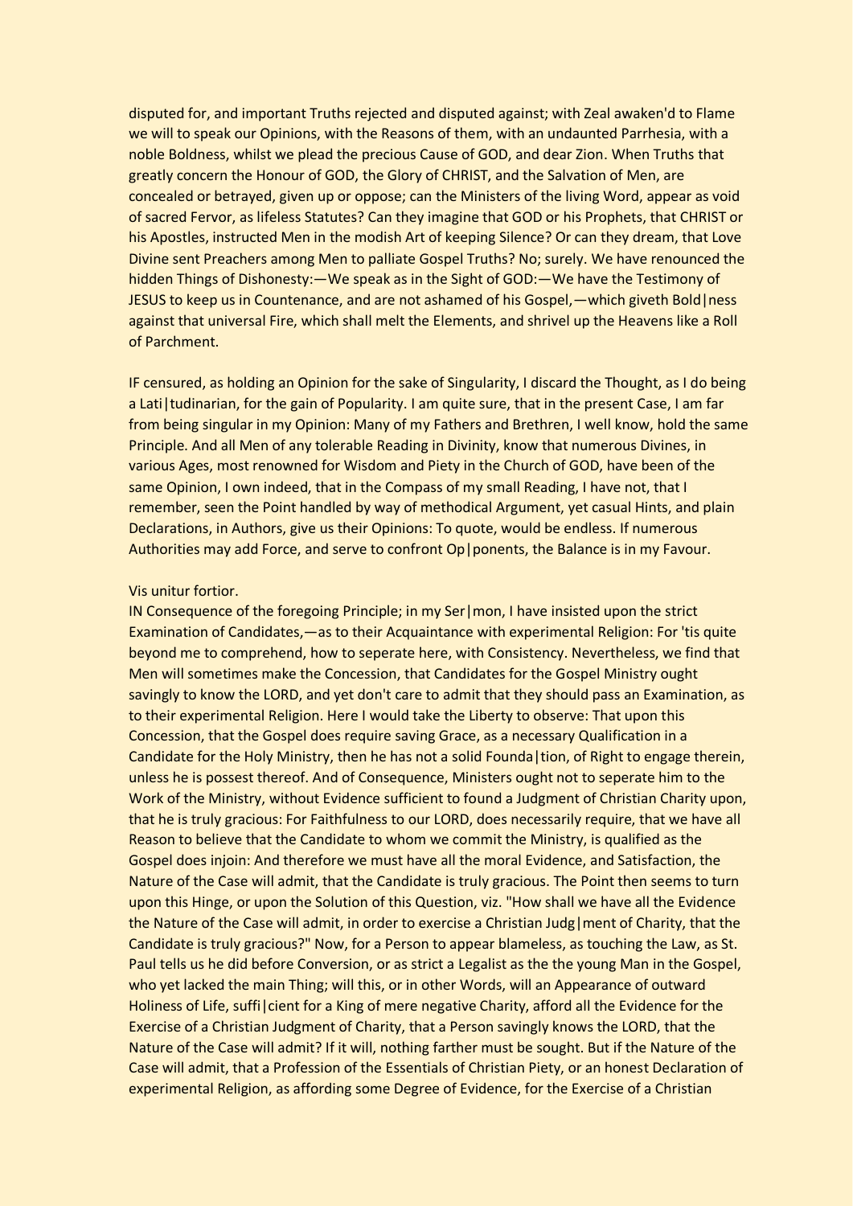disputed for, and important Truths rejected and disputed against; with Zeal awaken'd to Flame we will to speak our Opinions, with the Reasons of them, with an undaunted Parrhesia, with a noble Boldness, whilst we plead the precious Cause of GOD, and dear Zion. When Truths that greatly concern the Honour of GOD, the Glory of CHRIST, and the Salvation of Men, are concealed or betrayed, given up or oppose; can the Ministers of the living Word, appear as void of sacred Fervor, as lifeless Statutes? Can they imagine that GOD or his Prophets, that CHRIST or his Apostles, instructed Men in the modish Art of keeping Silence? Or can they dream, that Love Divine sent Preachers among Men to palliate Gospel Truths? No; surely. We have renounced the hidden Things of Dishonesty:—We speak as in the Sight of GOD:—We have the Testimony of JESUS to keep us in Countenance, and are not ashamed of his Gospel,—which giveth Bold|ness against that universal Fire, which shall melt the Elements, and shrivel up the Heavens like a Roll of Parchment.

IF censured, as holding an Opinion for the sake of Singularity, I discard the Thought, as I do being a Lati|tudinarian, for the gain of Popularity. I am quite sure, that in the present Case, I am far from being singular in my Opinion: Many of my Fathers and Brethren, I well know, hold the same Principle. And all Men of any tolerable Reading in Divinity, know that numerous Divines, in various Ages, most renowned for Wisdom and Piety in the Church of GOD, have been of the same Opinion, I own indeed, that in the Compass of my small Reading, I have not, that I remember, seen the Point handled by way of methodical Argument, yet casual Hints, and plain Declarations, in Authors, give us their Opinions: To quote, would be endless. If numerous Authorities may add Force, and serve to confront Op|ponents, the Balance is in my Favour.

Vis unitur fortior.

IN Consequence of the foregoing Principle; in my Ser|mon, I have insisted upon the strict Examination of Candidates,—as to their Acquaintance with experimental Religion: For 'tis quite beyond me to comprehend, how to seperate here, with Consistency. Nevertheless, we find that Men will sometimes make the Concession, that Candidates for the Gospel Ministry ought savingly to know the LORD, and yet don't care to admit that they should pass an Examination, as to their experimental Religion. Here I would take the Liberty to observe: That upon this Concession, that the Gospel does require saving Grace, as a necessary Qualification in a Candidate for the Holy Ministry, then he has not a solid Founda|tion, of Right to engage therein, unless he is possest thereof. And of Consequence, Ministers ought not to seperate him to the Work of the Ministry, without Evidence sufficient to found a Judgment of Christian Charity upon, that he is truly gracious: For Faithfulness to our LORD, does necessarily require, that we have all Reason to believe that the Candidate to whom we commit the Ministry, is qualified as the Gospel does injoin: And therefore we must have all the moral Evidence, and Satisfaction, the Nature of the Case will admit, that the Candidate is truly gracious. The Point then seems to turn upon this Hinge, or upon the Solution of this Question, viz. "How shall we have all the Evidence the Nature of the Case will admit, in order to exercise a Christian Judg|ment of Charity, that the Candidate is truly gracious?" Now, for a Person to appear blameless, as touching the Law, as St. Paul tells us he did before Conversion, or as strict a Legalist as the the young Man in the Gospel, who yet lacked the main Thing; will this, or in other Words, will an Appearance of outward Holiness of Life, suffi|cient for a King of mere negative Charity, afford all the Evidence for the Exercise of a Christian Judgment of Charity, that a Person savingly knows the LORD, that the Nature of the Case will admit? If it will, nothing farther must be sought. But if the Nature of the Case will admit, that a Profession of the Essentials of Christian Piety, or an honest Declaration of experimental Religion, as affording some Degree of Evidence, for the Exercise of a Christian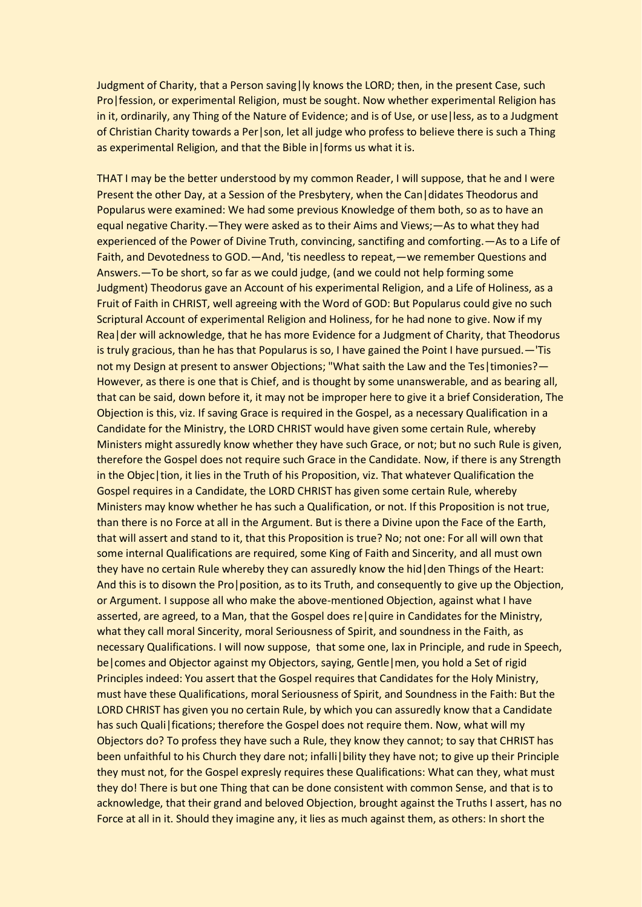Judgment of Charity, that a Person saving|ly knows the LORD; then, in the present Case, such Pro|fession, or experimental Religion, must be sought. Now whether experimental Religion has in it, ordinarily, any Thing of the Nature of Evidence; and is of Use, or use|less, as to a Judgment of Christian Charity towards a Per|son, let all judge who profess to believe there is such a Thing as experimental Religion, and that the Bible in|forms us what it is.

THAT I may be the better understood by my common Reader, I will suppose, that he and I were Present the other Day, at a Session of the Presbytery, when the Can|didates Theodorus and Popularus were examined: We had some previous Knowledge of them both, so as to have an equal negative Charity.—They were asked as to their Aims and Views;—As to what they had experienced of the Power of Divine Truth, convincing, sanctifing and comforting.—As to a Life of Faith, and Devotedness to GOD.—And, 'tis needless to repeat,—we remember Questions and Answers.—To be short, so far as we could judge, (and we could not help forming some Judgment) Theodorus gave an Account of his experimental Religion, and a Life of Holiness, as a Fruit of Faith in CHRIST, well agreeing with the Word of GOD: But Popularus could give no such Scriptural Account of experimental Religion and Holiness, for he had none to give. Now if my Rea|der will acknowledge, that he has more Evidence for a Judgment of Charity, that Theodorus is truly gracious, than he has that Popularus is so, I have gained the Point I have pursued.—'Tis not my Design at present to answer Objections; "What saith the Law and the Tes|timonies?—However, as there is one that is Chief, and is thought by some unanswerable, and as bearing all, that can be said, down before it, it may not be improper here to give it a brief Consideration, The Objection is this, viz. If saving Grace is required in the Gospel, as a necessary Qualification in a Candidate for the Ministry, the LORD CHRIST would have given some certain Rule, whereby Ministers might assuredly know whether they have such Grace, or not; but no such Rule is given, therefore the Gospel does not require such Grace in the Candidate. Now, if there is any Strength in the Objec|tion, it lies in the Truth of his Proposition, viz. That whatever Qualification the Gospel requires in a Candidate, the LORD CHRIST has given some certain Rule, whereby Ministers may know whether he has such a Qualification, or not. If this Proposition is not true, than there is no Force at all in the Argument. But is there a Divine upon the Face of the Earth, that will assert and stand to it, that this Proposition is true? No; not one: For all will own that some internal Qualifications are required, some King of Faith and Sincerity, and all must own they have no certain Rule whereby they can assuredly know the hid|den Things of the Heart: And this is to disown the Pro|position, as to its Truth, and consequently to give up the Objection, or Argument. I suppose all who make the above-mentioned Objection, against what I have asserted, are agreed, to a Man, that the Gospel does re|quire in Candidates for the Ministry, what they call moral Sincerity, moral Seriousness of Spirit, and soundness in the Faith, as necessary Qualifications. I will now suppose, that some one, lax in Principle, and rude in Speech, be|comes and Objector against my Objectors, saying, Gentle|men, you hold a Set of rigid Principles indeed: You assert that the Gospel requires that Candidates for the Holy Ministry, must have these Qualifications, moral Seriousness of Spirit, and Soundness in the Faith: But the LORD CHRIST has given you no certain Rule, by which you can assuredly know that a Candidate has such Quali|fications; therefore the Gospel does not require them. Now, what will my Objectors do? To profess they have such a Rule, they know they cannot; to say that CHRIST has been unfaithful to his Church they dare not; infalli|bility they have not; to give up their Principle they must not, for the Gospel expresly requires these Qualifications: What can they, what must they do! There is but one Thing that can be done consistent with common Sense, and that is to acknowledge, that their grand and beloved Objection, brought against the Truths I assert, has no Force at all in it. Should they imagine any, it lies as much against them, as others: In short the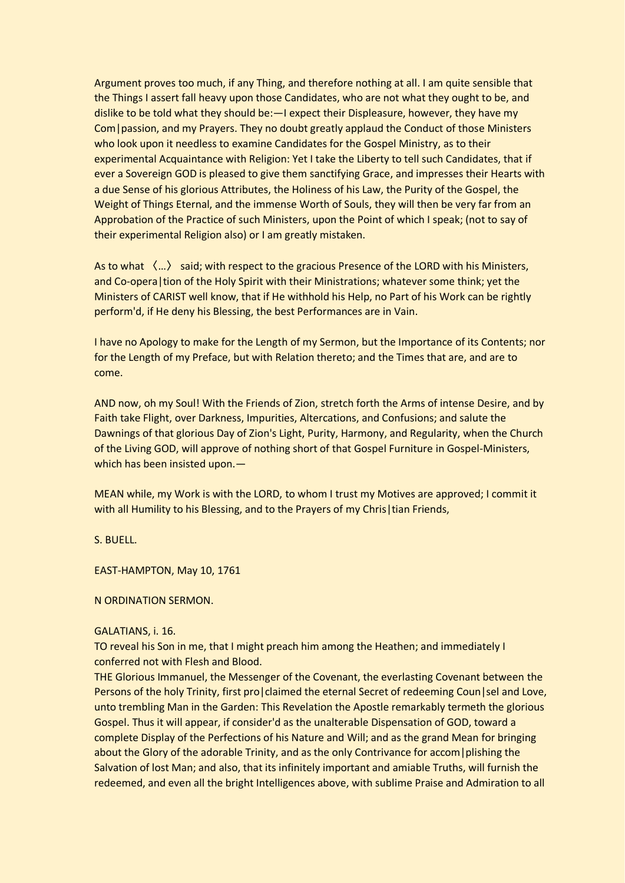Argument proves too much, if any Thing, and therefore nothing at all. I am quite sensible that the Things I assert fall heavy upon those Candidates, who are not what they ought to be, and dislike to be told what they should be:—I expect their Displeasure, however, they have my Com|passion, and my Prayers. They no doubt greatly applaud the Conduct of those Ministers who look upon it needless to examine Candidates for the Gospel Ministry, as to their experimental Acquaintance with Religion: Yet I take the Liberty to tell such Candidates, that if ever a Sovereign GOD is pleased to give them sanctifying Grace, and impresses their Hearts with a due Sense of his glorious Attributes, the Holiness of his Law, the Purity of the Gospel, the Weight of Things Eternal, and the immense Worth of Souls, they will then be very far from an Approbation of the Practice of such Ministers, upon the Point of which I speak; (not to say of their experimental Religion also) or I am greatly mistaken.

As to what 〈…〉 said; with respect to the gracious Presence of the LORD with his Ministers, and Co-opera|tion of the Holy Spirit with their Ministrations; whatever some think; yet the Ministers of CARIST well know, that if He withhold his Help, no Part of his Work can be rightly perform'd, if He deny his Blessing, the best Performances are in Vain.

I have no Apology to make for the Length of my Sermon, but the Importance of its Contents; nor for the Length of my Preface, but with Relation thereto; and the Times that are, and are to come.

AND now, oh my Soul! With the Friends of Zion, stretch forth the Arms of intense Desire, and by Faith take Flight, over Darkness, Impurities, Altercations, and Confusions; and salute the Dawnings of that glorious Day of Zion's Light, Purity, Harmony, and Regularity, when the Church of the Living GOD, will approve of nothing short of that Gospel Furniture in Gospel-Ministers, which has been insisted upon.—

MEAN while, my Work is with the LORD, to whom I trust my Motives are approved; I commit it with all Humility to his Blessing, and to the Prayers of my Chris|tian Friends,

S. BUELL.

EAST-HAMPTON, May 10, 1761

N ORDINATION SERMON.

GALATIANS, i. 16.

TO reveal his Son in me, that I might preach him among the Heathen; and immediately I conferred not with Flesh and Blood.

THE Glorious Immanuel, the Messenger of the Covenant, the everlasting Covenant between the Persons of the holy Trinity, first pro|claimed the eternal Secret of redeeming Coun|sel and Love, unto trembling Man in the Garden: This Revelation the Apostle remarkably termeth the glorious Gospel. Thus it will appear, if consider'd as the unalterable Dispensation of GOD, toward a complete Display of the Perfections of his Nature and Will; and as the grand Mean for bringing about the Glory of the adorable Trinity, and as the only Contrivance for accom|plishing the Salvation of lost Man; and also, that its infinitely important and amiable Truths, will furnish the redeemed, and even all the bright Intelligences above, with sublime Praise and Admiration to all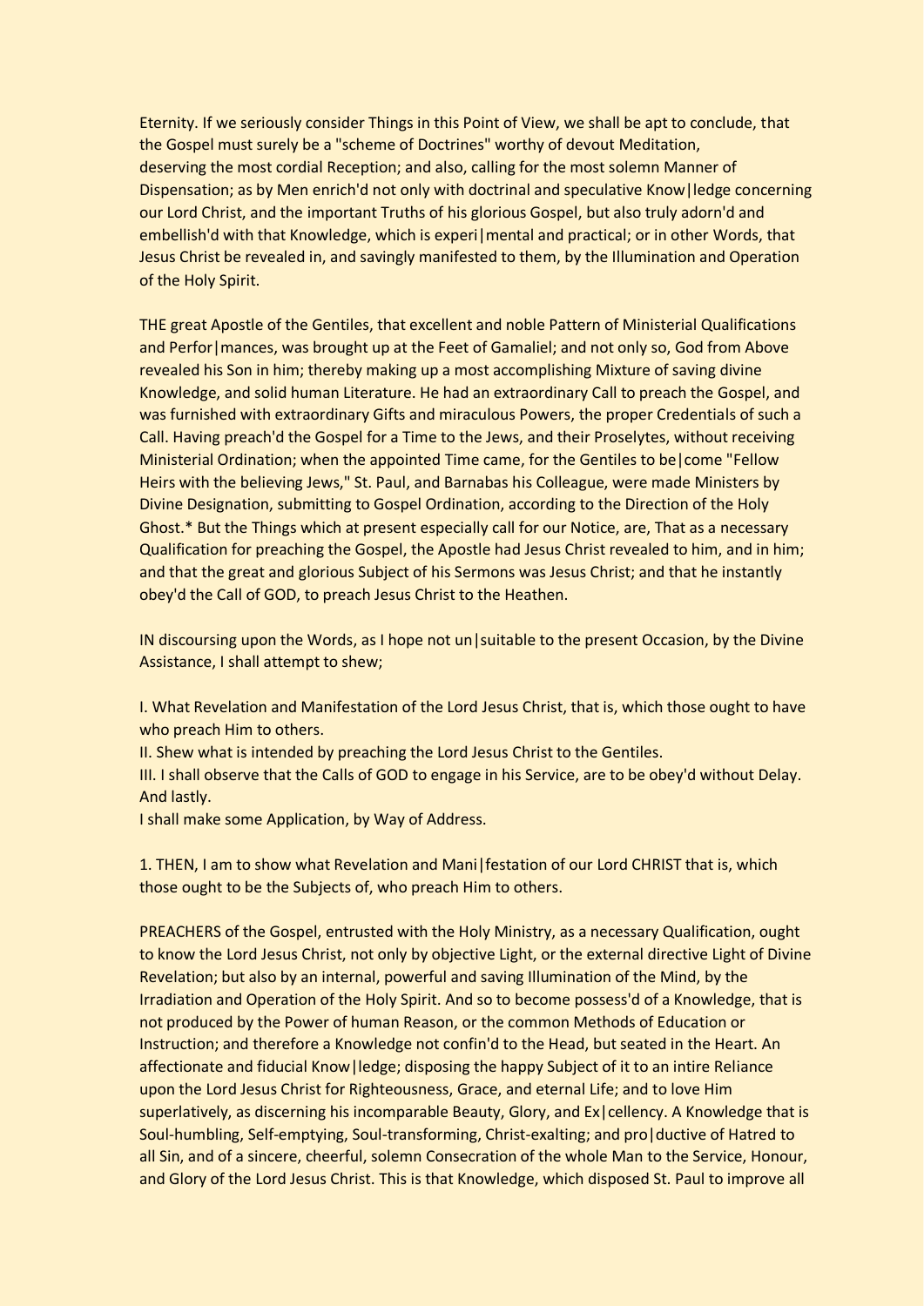Eternity. If we seriously consider Things in this Point of View, we shall be apt to conclude, that the Gospel must surely be a "scheme of Doctrines" worthy of devout Meditation, deserving the most cordial Reception; and also, calling for the most solemn Manner of Dispensation; as by Men enrich'd not only with doctrinal and speculative Know|ledge concerning our Lord Christ, and the important Truths of his glorious Gospel, but also truly adorn'd and embellish'd with that Knowledge, which is experi|mental and practical; or in other Words, that Jesus Christ be revealed in, and savingly manifested to them, by the Illumination and Operation of the Holy Spirit.

THE great Apostle of the Gentiles, that excellent and noble Pattern of Ministerial Qualifications and Perfor|mances, was brought up at the Feet of Gamaliel; and not only so, God from Above revealed his Son in him; thereby making up a most accomplishing Mixture of saving divine Knowledge, and solid human Literature. He had an extraordinary Call to preach the Gospel, and was furnished with extraordinary Gifts and miraculous Powers, the proper Credentials of such a Call. Having preach'd the Gospel for a Time to the Jews, and their Proselytes, without receiving Ministerial Ordination; when the appointed Time came, for the Gentiles to be|come "Fellow Heirs with the believing Jews," St. Paul, and Barnabas his Colleague, were made Ministers by Divine Designation, submitting to Gospel Ordination, according to the Direction of the Holy Ghost.* But the Things which at present especially call for our Notice, are, That as a necessary Qualification for preaching the Gospel, the Apostle had Jesus Christ revealed to him, and in him; and that the great and glorious Subject of his Sermons was Jesus Christ; and that he instantly obey'd the Call of GOD, to preach Jesus Christ to the Heathen.

IN discoursing upon the Words, as I hope not un|suitable to the present Occasion, by the Divine Assistance, I shall attempt to shew;

I. What Revelation and Manifestation of the Lord Jesus Christ, that is, which those ought to have who preach Him to others.
II. Shew what is intended by preaching the Lord Jesus Christ to the Gentiles.
III. I shall observe that the Calls of GOD to engage in his Service, are to be obey'd without Delay. And lastly.
I shall make some Application, by Way of Address.

1. THEN, I am to show what Revelation and Mani|festation of our Lord CHRIST that is, which those ought to be the Subjects of, who preach Him to others.

PREACHERS of the Gospel, entrusted with the Holy Ministry, as a necessary Qualification, ought to know the Lord Jesus Christ, not only by objective Light, or the external directive Light of Divine Revelation; but also by an internal, powerful and saving Illumination of the Mind, by the Irradiation and Operation of the Holy Spirit. And so to become possess'd of a Knowledge, that is not produced by the Power of human Reason, or the common Methods of Education or Instruction; and therefore a Knowledge not confin'd to the Head, but seated in the Heart. An affectionate and fiducial Know|ledge; disposing the happy Subject of it to an intire Reliance upon the Lord Jesus Christ for Righteousness, Grace, and eternal Life; and to love Him superlatively, as discerning his incomparable Beauty, Glory, and Ex|cellency. A Knowledge that is Soul-humbling, Self-emptying, Soul-transforming, Christ-exalting; and pro|ductive of Hatred to all Sin, and of a sincere, cheerful, solemn Consecration of the whole Man to the Service, Honour, and Glory of the Lord Jesus Christ. This is that Knowledge, which disposed St. Paul to improve all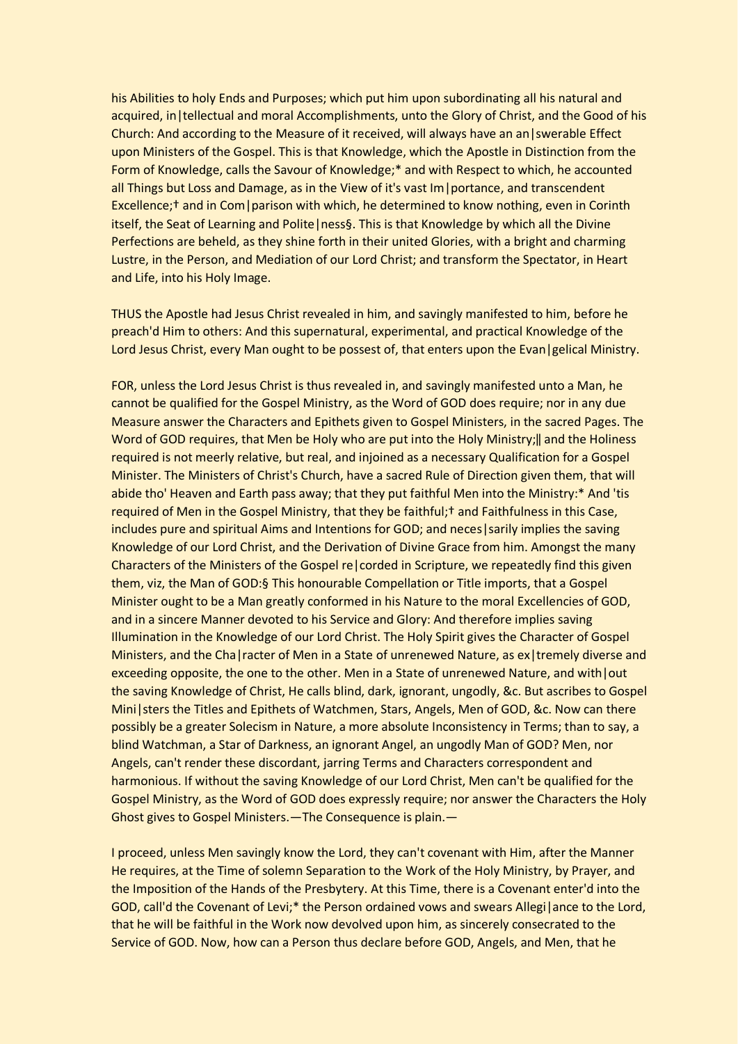his Abilities to holy Ends and Purposes; which put him upon subordinating all his natural and acquired, in|tellectual and moral Accomplishments, unto the Glory of Christ, and the Good of his Church: And according to the Measure of it received, will always have an an|swerable Effect upon Ministers of the Gospel. This is that Knowledge, which the Apostle in Distinction from the Form of Knowledge, calls the Savour of Knowledge;* and with Respect to which, he accounted all Things but Loss and Damage, as in the View of it's vast Im|portance, and transcendent Excellence;† and in Com|parison with which, he determined to know nothing, even in Corinth itself, the Seat of Learning and Polite|ness§. This is that Knowledge by which all the Divine Perfections are beheld, as they shine forth in their united Glories, with a bright and charming Lustre, in the Person, and Mediation of our Lord Christ; and transform the Spectator, in Heart and Life, into his Holy Image.

THUS the Apostle had Jesus Christ revealed in him, and savingly manifested to him, before he preach'd Him to others: And this supernatural, experimental, and practical Knowledge of the Lord Jesus Christ, every Man ought to be possest of, that enters upon the Evan|gelical Ministry.

FOR, unless the Lord Jesus Christ is thus revealed in, and savingly manifested unto a Man, he cannot be qualified for the Gospel Ministry, as the Word of GOD does require; nor in any due Measure answer the Characters and Epithets given to Gospel Ministers, in the sacred Pages. The Word of GOD requires, that Men be Holy who are put into the Holy Ministry;‖ and the Holiness required is not meerly relative, but real, and injoined as a necessary Qualification for a Gospel Minister. The Ministers of Christ's Church, have a sacred Rule of Direction given them, that will abide tho' Heaven and Earth pass away; that they put faithful Men into the Ministry:* And 'tis required of Men in the Gospel Ministry, that they be faithful;† and Faithfulness in this Case, includes pure and spiritual Aims and Intentions for GOD; and neces|sarily implies the saving Knowledge of our Lord Christ, and the Derivation of Divine Grace from him. Amongst the many Characters of the Ministers of the Gospel re|corded in Scripture, we repeatedly find this given them, viz, the Man of GOD:§ This honourable Compellation or Title imports, that a Gospel Minister ought to be a Man greatly conformed in his Nature to the moral Excellencies of GOD, and in a sincere Manner devoted to his Service and Glory: And therefore implies saving Illumination in the Knowledge of our Lord Christ. The Holy Spirit gives the Character of Gospel Ministers, and the Cha|racter of Men in a State of unrenewed Nature, as ex|tremely diverse and exceeding opposite, the one to the other. Men in a State of unrenewed Nature, and with|out the saving Knowledge of Christ, He calls blind, dark, ignorant, ungodly, &c. But ascribes to Gospel Mini|sters the Titles and Epithets of Watchmen, Stars, Angels, Men of GOD, &c. Now can there possibly be a greater Solecism in Nature, a more absolute Inconsistency in Terms; than to say, a blind Watchman, a Star of Darkness, an ignorant Angel, an ungodly Man of GOD? Men, nor Angels, can't render these discordant, jarring Terms and Characters correspondent and harmonious. If without the saving Knowledge of our Lord Christ, Men can't be qualified for the Gospel Ministry, as the Word of GOD does expressly require; nor answer the Characters the Holy Ghost gives to Gospel Ministers.—The Consequence is plain.—

I proceed, unless Men savingly know the Lord, they can't covenant with Him, after the Manner He requires, at the Time of solemn Separation to the Work of the Holy Ministry, by Prayer, and the Imposition of the Hands of the Presbytery. At this Time, there is a Covenant enter'd into the GOD, call'd the Covenant of Levi;* the Person ordained vows and swears Allegi|ance to the Lord, that he will be faithful in the Work now devolved upon him, as sincerely consecrated to the Service of GOD. Now, how can a Person thus declare before GOD, Angels, and Men, that he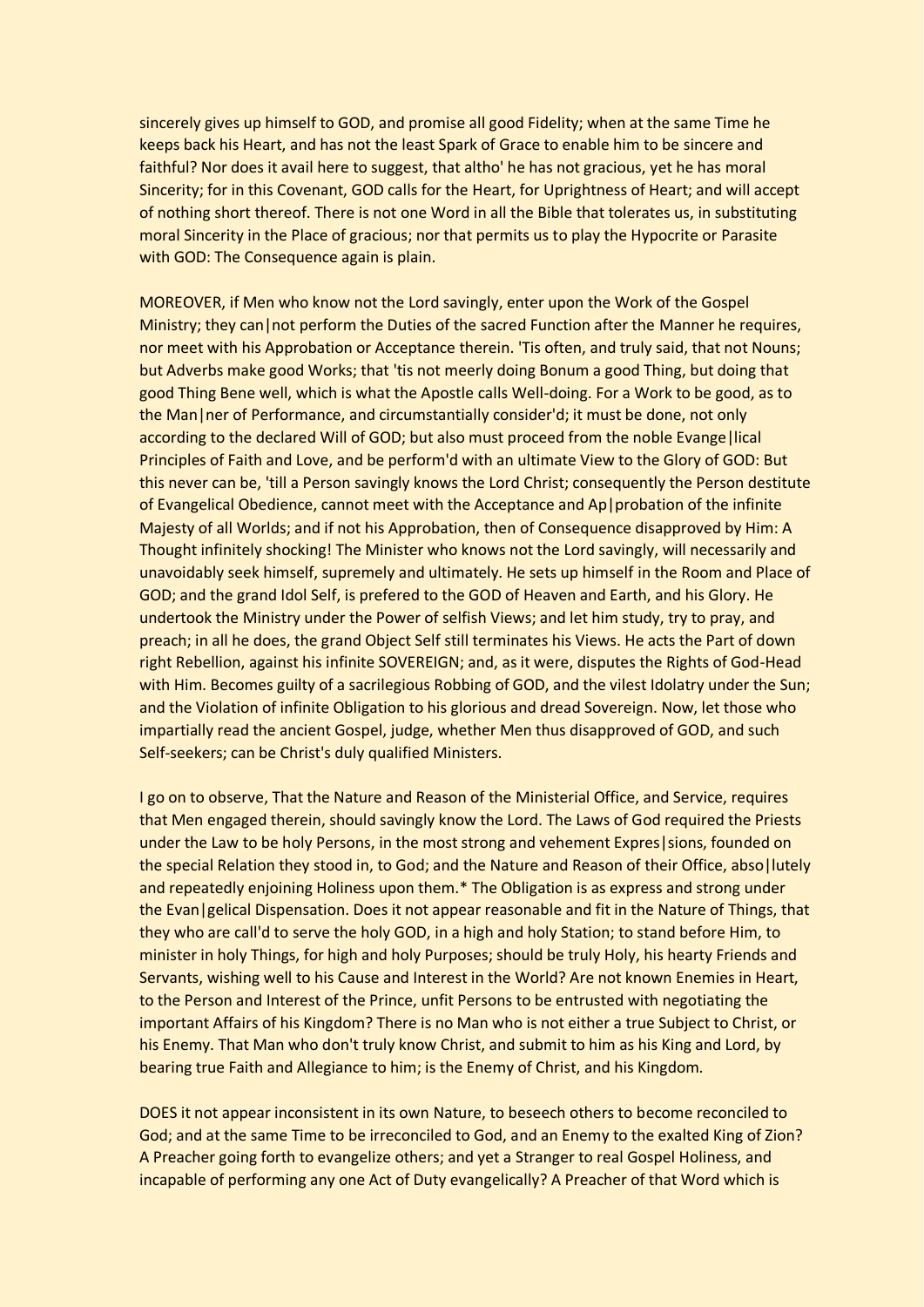sincerely gives up himself to GOD, and promise all good Fidelity; when at the same Time he keeps back his Heart, and has not the least Spark of Grace to enable him to be sincere and faithful? Nor does it avail here to suggest, that altho' he has not gracious, yet he has moral Sincerity; for in this Covenant, GOD calls for the Heart, for Uprightness of Heart; and will accept of nothing short thereof. There is not one Word in all the Bible that tolerates us, in substituting moral Sincerity in the Place of gracious; nor that permits us to play the Hypocrite or Parasite with GOD: The Consequence again is plain.

MOREOVER, if Men who know not the Lord savingly, enter upon the Work of the Gospel Ministry; they can|not perform the Duties of the sacred Function after the Manner he requires, nor meet with his Approbation or Acceptance therein. 'Tis often, and truly said, that not Nouns; but Adverbs make good Works; that 'tis not meerly doing Bonum a good Thing, but doing that good Thing Bene well, which is what the Apostle calls Well-doing. For a Work to be good, as to the Man|ner of Performance, and circumstantially consider'd; it must be done, not only according to the declared Will of GOD; but also must proceed from the noble Evange|lical Principles of Faith and Love, and be perform'd with an ultimate View to the Glory of GOD: But this never can be, 'till a Person savingly knows the Lord Christ; consequently the Person destitute of Evangelical Obedience, cannot meet with the Acceptance and Ap|probation of the infinite Majesty of all Worlds; and if not his Approbation, then of Consequence disapproved by Him: A Thought infinitely shocking! The Minister who knows not the Lord savingly, will necessarily and unavoidably seek himself, supremely and ultimately. He sets up himself in the Room and Place of GOD; and the grand Idol Self, is prefered to the GOD of Heaven and Earth, and his Glory. He undertook the Ministry under the Power of selfish Views; and let him study, try to pray, and preach; in all he does, the grand Object Self still terminates his Views. He acts the Part of down right Rebellion, against his infinite SOVEREIGN; and, as it were, disputes the Rights of God-Head with Him. Becomes guilty of a sacrilegious Robbing of GOD, and the vilest Idolatry under the Sun; and the Violation of infinite Obligation to his glorious and dread Sovereign. Now, let those who impartially read the ancient Gospel, judge, whether Men thus disapproved of GOD, and such Self-seekers; can be Christ's duly qualified Ministers.

I go on to observe, That the Nature and Reason of the Ministerial Office, and Service, requires that Men engaged therein, should savingly know the Lord. The Laws of God required the Priests under the Law to be holy Persons, in the most strong and vehement Expres|sions, founded on the special Relation they stood in, to God; and the Nature and Reason of their Office, abso|lutely and repeatedly enjoining Holiness upon them.* The Obligation is as express and strong under the Evan|gelical Dispensation. Does it not appear reasonable and fit in the Nature of Things, that they who are call'd to serve the holy GOD, in a high and holy Station; to stand before Him, to minister in holy Things, for high and holy Purposes; should be truly Holy, his hearty Friends and Servants, wishing well to his Cause and Interest in the World? Are not known Enemies in Heart, to the Person and Interest of the Prince, unfit Persons to be entrusted with negotiating the important Affairs of his Kingdom? There is no Man who is not either a true Subject to Christ, or his Enemy. That Man who don't truly know Christ, and submit to him as his King and Lord, by bearing true Faith and Allegiance to him; is the Enemy of Christ, and his Kingdom.

DOES it not appear inconsistent in its own Nature, to beseech others to become reconciled to God; and at the same Time to be irreconciled to God, and an Enemy to the exalted King of Zion? A Preacher going forth to evangelize others; and yet a Stranger to real Gospel Holiness, and incapable of performing any one Act of Duty evangelically? A Preacher of that Word which is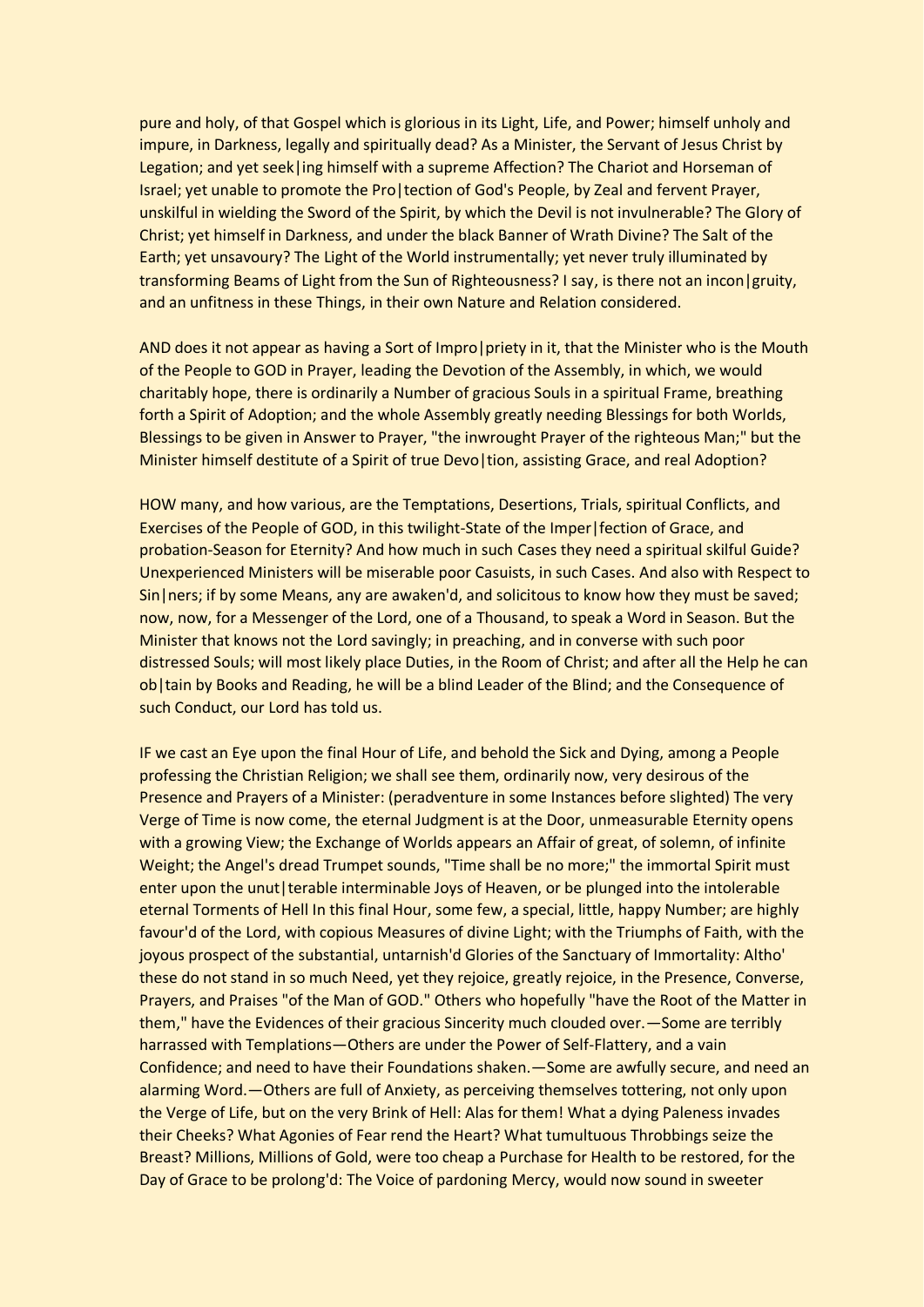pure and holy, of that Gospel which is glorious in its Light, Life, and Power; himself unholy and impure, in Darkness, legally and spiritually dead? As a Minister, the Servant of Jesus Christ by Legation; and yet seek|ing himself with a supreme Affection? The Chariot and Horseman of Israel; yet unable to promote the Pro|tection of God's People, by Zeal and fervent Prayer, unskilful in wielding the Sword of the Spirit, by which the Devil is not invulnerable? The Glory of Christ; yet himself in Darkness, and under the black Banner of Wrath Divine? The Salt of the Earth; yet unsavoury? The Light of the World instrumentally; yet never truly illuminated by transforming Beams of Light from the Sun of Righteousness? I say, is there not an incon|gruity, and an unfitness in these Things, in their own Nature and Relation considered.

AND does it not appear as having a Sort of Impro|priety in it, that the Minister who is the Mouth of the People to GOD in Prayer, leading the Devotion of the Assembly, in which, we would charitably hope, there is ordinarily a Number of gracious Souls in a spiritual Frame, breathing forth a Spirit of Adoption; and the whole Assembly greatly needing Blessings for both Worlds, Blessings to be given in Answer to Prayer, "the inwrought Prayer of the righteous Man;" but the Minister himself destitute of a Spirit of true Devo|tion, assisting Grace, and real Adoption?

HOW many, and how various, are the Temptations, Desertions, Trials, spiritual Conflicts, and Exercises of the People of GOD, in this twilight-State of the Imper|fection of Grace, and probation-Season for Eternity? And how much in such Cases they need a spiritual skilful Guide? Unexperienced Ministers will be miserable poor Casuists, in such Cases. And also with Respect to Sin|ners; if by some Means, any are awaken'd, and solicitous to know how they must be saved; now, now, for a Messenger of the Lord, one of a Thousand, to speak a Word in Season. But the Minister that knows not the Lord savingly; in preaching, and in converse with such poor distressed Souls; will most likely place Duties, in the Room of Christ; and after all the Help he can ob|tain by Books and Reading, he will be a blind Leader of the Blind; and the Consequence of such Conduct, our Lord has told us.

IF we cast an Eye upon the final Hour of Life, and behold the Sick and Dying, among a People professing the Christian Religion; we shall see them, ordinarily now, very desirous of the Presence and Prayers of a Minister: (peradventure in some Instances before slighted) The very Verge of Time is now come, the eternal Judgment is at the Door, unmeasurable Eternity opens with a growing View; the Exchange of Worlds appears an Affair of great, of solemn, of infinite Weight; the Angel's dread Trumpet sounds, "Time shall be no more;" the immortal Spirit must enter upon the unut|terable interminable Joys of Heaven, or be plunged into the intolerable eternal Torments of Hell In this final Hour, some few, a special, little, happy Number; are highly favour'd of the Lord, with copious Measures of divine Light; with the Triumphs of Faith, with the joyous prospect of the substantial, untarnish'd Glories of the Sanctuary of Immortality: Altho' these do not stand in so much Need, yet they rejoice, greatly rejoice, in the Presence, Converse, Prayers, and Praises "of the Man of GOD." Others who hopefully "have the Root of the Matter in them," have the Evidences of their gracious Sincerity much clouded over.—Some are terribly harrassed with Templations—Others are under the Power of Self-Flattery, and a vain Confidence; and need to have their Foundations shaken.—Some are awfully secure, and need an alarming Word.—Others are full of Anxiety, as perceiving themselves tottering, not only upon the Verge of Life, but on the very Brink of Hell: Alas for them! What a dying Paleness invades their Cheeks? What Agonies of Fear rend the Heart? What tumultuous Throbbings seize the Breast? Millions, Millions of Gold, were too cheap a Purchase for Health to be restored, for the Day of Grace to be prolong'd: The Voice of pardoning Mercy, would now sound in sweeter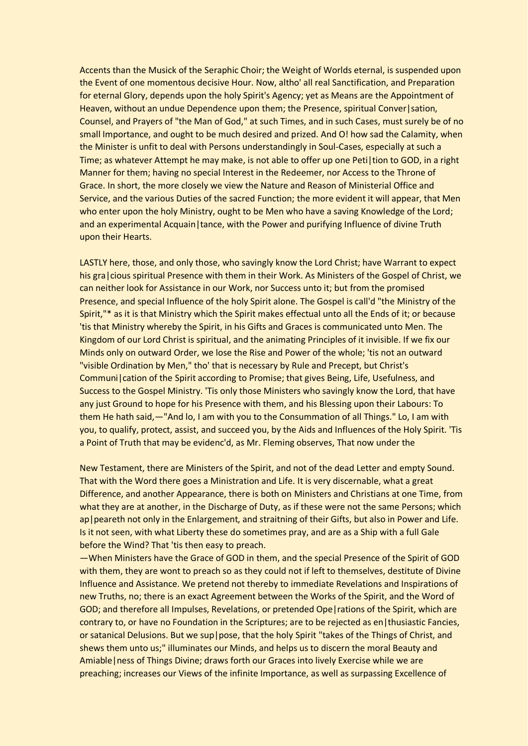Accents than the Musick of the Seraphic Choir; the Weight of Worlds eternal, is suspended upon the Event of one momentous decisive Hour. Now, altho' all real Sanctification, and Preparation for eternal Glory, depends upon the holy Spirit's Agency; yet as Means are the Appointment of Heaven, without an undue Dependence upon them; the Presence, spiritual Conver|sation, Counsel, and Prayers of "the Man of God," at such Times, and in such Cases, must surely be of no small Importance, and ought to be much desired and prized. And O! how sad the Calamity, when the Minister is unfit to deal with Persons understandingly in Soul-Cases, especially at such a Time; as whatever Attempt he may make, is not able to offer up one Peti|tion to GOD, in a right Manner for them; having no special Interest in the Redeemer, nor Access to the Throne of Grace. In short, the more closely we view the Nature and Reason of Ministerial Office and Service, and the various Duties of the sacred Function; the more evident it will appear, that Men who enter upon the holy Ministry, ought to be Men who have a saving Knowledge of the Lord; and an experimental Acquain|tance, with the Power and purifying Influence of divine Truth upon their Hearts.

LASTLY here, those, and only those, who savingly know the Lord Christ; have Warrant to expect his gra|cious spiritual Presence with them in their Work. As Ministers of the Gospel of Christ, we can neither look for Assistance in our Work, nor Success unto it; but from the promised Presence, and special Influence of the holy Spirit alone. The Gospel is call'd "the Ministry of the Spirit,"* as it is that Ministry which the Spirit makes effectual unto all the Ends of it; or because 'tis that Ministry whereby the Spirit, in his Gifts and Graces is communicated unto Men. The Kingdom of our Lord Christ is spiritual, and the animating Principles of it invisible. If we fix our Minds only on outward Order, we lose the Rise and Power of the whole; 'tis not an outward "visible Ordination by Men," tho' that is necessary by Rule and Precept, but Christ's Communi|cation of the Spirit according to Promise; that gives Being, Life, Usefulness, and Success to the Gospel Ministry. 'Tis only those Ministers who savingly know the Lord, that have any just Ground to hope for his Presence with them, and his Blessing upon their Labours: To them He hath said,—"And lo, I am with you to the Consummation of all Things." Lo, I am with you, to qualify, protect, assist, and succeed you, by the Aids and Influences of the Holy Spirit. 'Tis a Point of Truth that may be evidenc'd, as Mr. Fleming observes, That now under the

New Testament, there are Ministers of the Spirit, and not of the dead Letter and empty Sound. That with the Word there goes a Ministration and Life. It is very discernable, what a great Difference, and another Appearance, there is both on Ministers and Christians at one Time, from what they are at another, in the Discharge of Duty, as if these were not the same Persons; which ap|peareth not only in the Enlargement, and straitning of their Gifts, but also in Power and Life. Is it not seen, with what Liberty these do sometimes pray, and are as a Ship with a full Gale before the Wind? That 'tis then easy to preach.
—When Ministers have the Grace of GOD in them, and the special Presence of the Spirit of GOD with them, they are wont to preach so as they could not if left to themselves, destitute of Divine Influence and Assistance. We pretend not thereby to immediate Revelations and Inspirations of new Truths, no; there is an exact Agreement between the Works of the Spirit, and the Word of GOD; and therefore all Impulses, Revelations, or pretended Ope|rations of the Spirit, which are contrary to, or have no Foundation in the Scriptures; are to be rejected as en|thusiastic Fancies, or satanical Delusions. But we sup|pose, that the holy Spirit "takes of the Things of Christ, and shews them unto us;" illuminates our Minds, and helps us to discern the moral Beauty and Amiable|ness of Things Divine; draws forth our Graces into lively Exercise while we are preaching; increases our Views of the infinite Importance, as well as surpassing Excellence of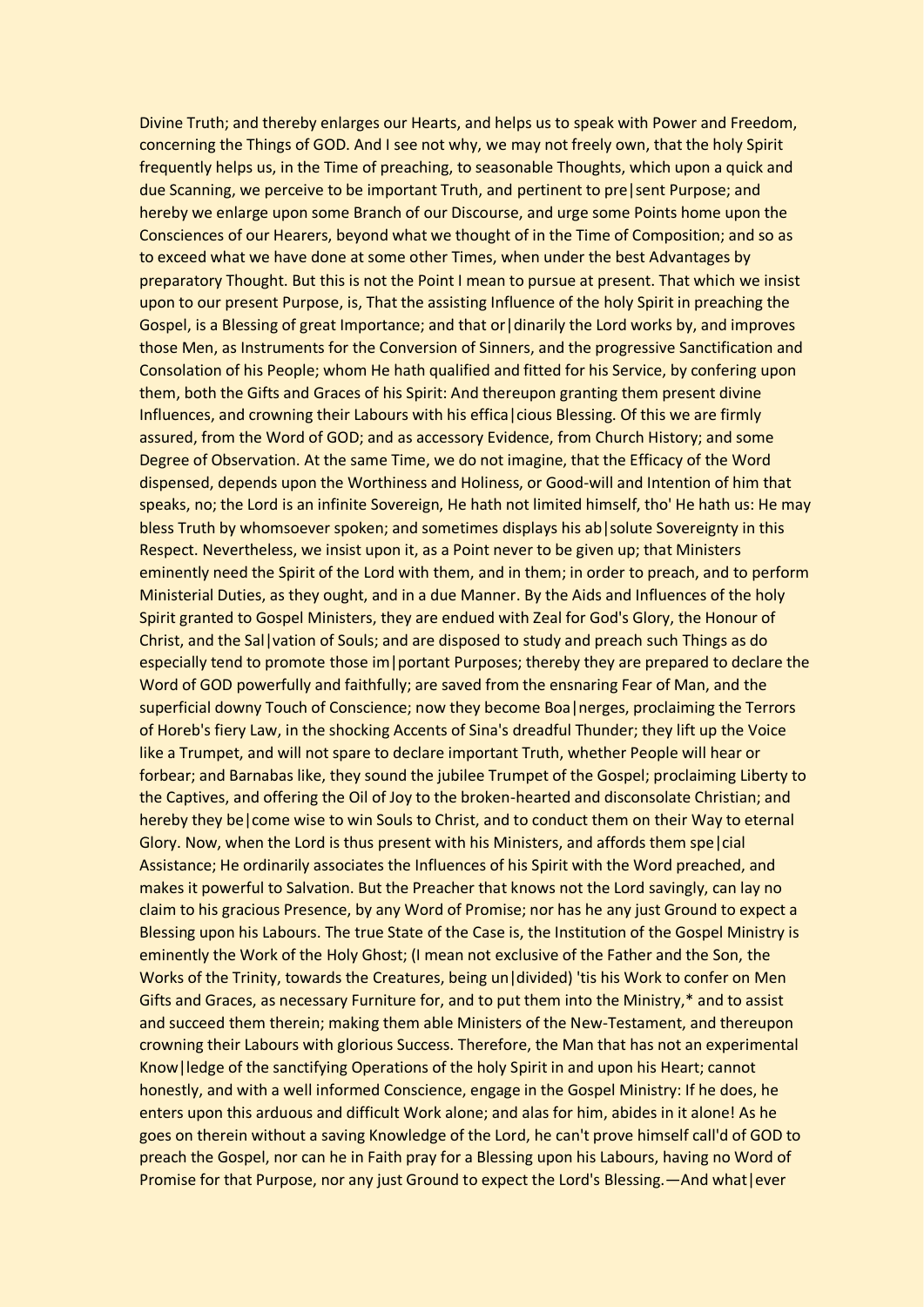Divine Truth; and thereby enlarges our Hearts, and helps us to speak with Power and Freedom, concerning the Things of GOD. And I see not why, we may not freely own, that the holy Spirit frequently helps us, in the Time of preaching, to seasonable Thoughts, which upon a quick and due Scanning, we perceive to be important Truth, and pertinent to pre|sent Purpose; and hereby we enlarge upon some Branch of our Discourse, and urge some Points home upon the Consciences of our Hearers, beyond what we thought of in the Time of Composition; and so as to exceed what we have done at some other Times, when under the best Advantages by preparatory Thought. But this is not the Point I mean to pursue at present. That which we insist upon to our present Purpose, is, That the assisting Influence of the holy Spirit in preaching the Gospel, is a Blessing of great Importance; and that or|dinarily the Lord works by, and improves those Men, as Instruments for the Conversion of Sinners, and the progressive Sanctification and Consolation of his People; whom He hath qualified and fitted for his Service, by confering upon them, both the Gifts and Graces of his Spirit: And thereupon granting them present divine Influences, and crowning their Labours with his effica|cious Blessing. Of this we are firmly assured, from the Word of GOD; and as accessory Evidence, from Church History; and some Degree of Observation. At the same Time, we do not imagine, that the Efficacy of the Word dispensed, depends upon the Worthiness and Holiness, or Good-will and Intention of him that speaks, no; the Lord is an infinite Sovereign, He hath not limited himself, tho' He hath us: He may bless Truth by whomsoever spoken; and sometimes displays his ab|solute Sovereignty in this Respect. Nevertheless, we insist upon it, as a Point never to be given up; that Ministers eminently need the Spirit of the Lord with them, and in them; in order to preach, and to perform Ministerial Duties, as they ought, and in a due Manner. By the Aids and Influences of the holy Spirit granted to Gospel Ministers, they are endued with Zeal for God's Glory, the Honour of Christ, and the Sal|vation of Souls; and are disposed to study and preach such Things as do especially tend to promote those im|portant Purposes; thereby they are prepared to declare the Word of GOD powerfully and faithfully; are saved from the ensnaring Fear of Man, and the superficial downy Touch of Conscience; now they become Boa|nerges, proclaiming the Terrors of Horeb's fiery Law, in the shocking Accents of Sina's dreadful Thunder; they lift up the Voice like a Trumpet, and will not spare to declare important Truth, whether People will hear or forbear; and Barnabas like, they sound the jubilee Trumpet of the Gospel; proclaiming Liberty to the Captives, and offering the Oil of Joy to the broken-hearted and disconsolate Christian; and hereby they be|come wise to win Souls to Christ, and to conduct them on their Way to eternal Glory. Now, when the Lord is thus present with his Ministers, and affords them spe|cial Assistance; He ordinarily associates the Influences of his Spirit with the Word preached, and makes it powerful to Salvation. But the Preacher that knows not the Lord savingly, can lay no claim to his gracious Presence, by any Word of Promise; nor has he any just Ground to expect a Blessing upon his Labours. The true State of the Case is, the Institution of the Gospel Ministry is eminently the Work of the Holy Ghost; (I mean not exclusive of the Father and the Son, the Works of the Trinity, towards the Creatures, being un|divided) 'tis his Work to confer on Men Gifts and Graces, as necessary Furniture for, and to put them into the Ministry,* and to assist and succeed them therein; making them able Ministers of the New-Testament, and thereupon crowning their Labours with glorious Success. Therefore, the Man that has not an experimental Know|ledge of the sanctifying Operations of the holy Spirit in and upon his Heart; cannot honestly, and with a well informed Conscience, engage in the Gospel Ministry: If he does, he enters upon this arduous and difficult Work alone; and alas for him, abides in it alone! As he goes on therein without a saving Knowledge of the Lord, he can't prove himself call'd of GOD to preach the Gospel, nor can he in Faith pray for a Blessing upon his Labours, having no Word of Promise for that Purpose, nor any just Ground to expect the Lord's Blessing.—And what|ever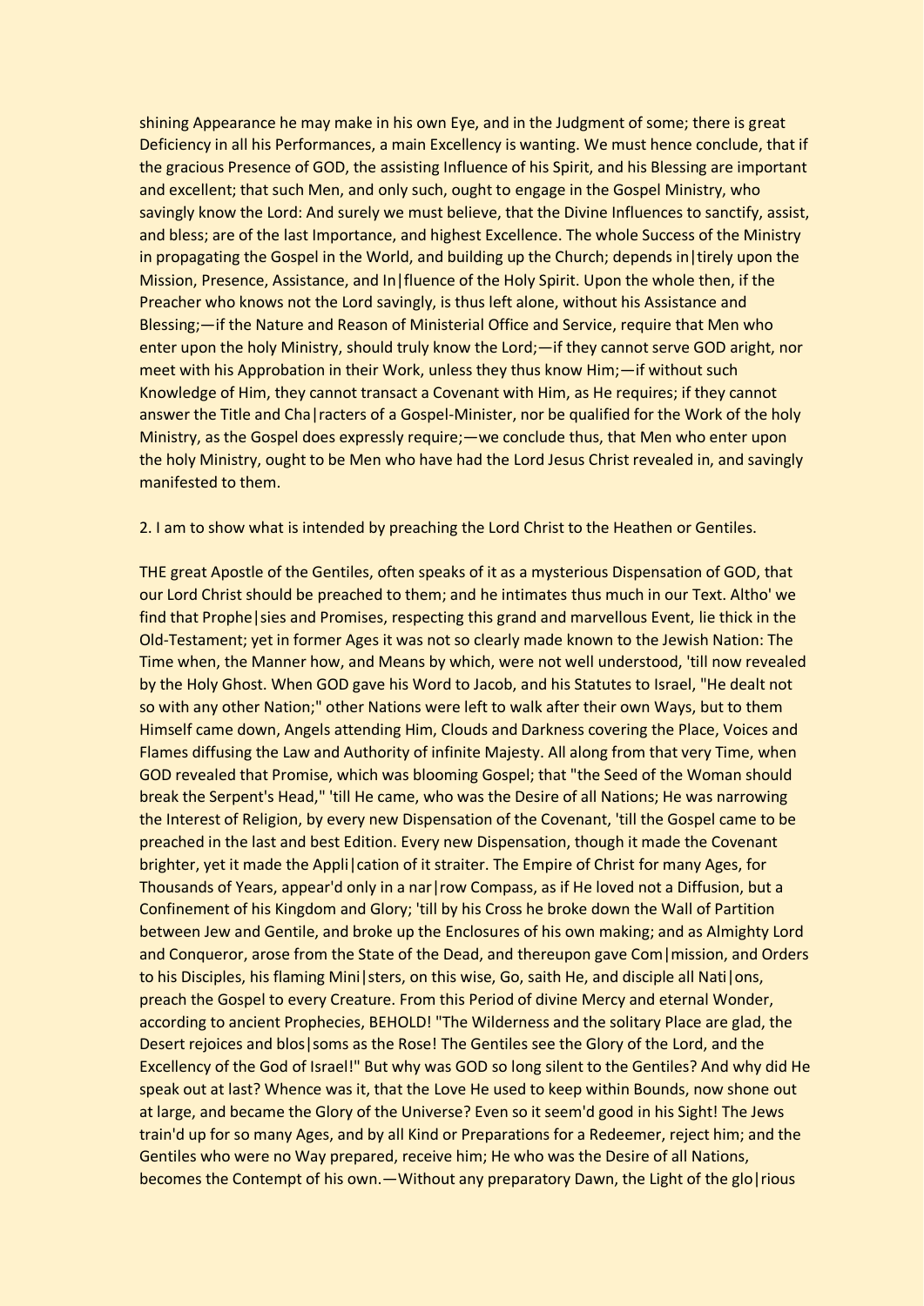shining Appearance he may make in his own Eye, and in the Judgment of some; there is great Deficiency in all his Performances, a main Excellency is wanting. We must hence conclude, that if the gracious Presence of GOD, the assisting Influence of his Spirit, and his Blessing are important and excellent; that such Men, and only such, ought to engage in the Gospel Ministry, who savingly know the Lord: And surely we must believe, that the Divine Influences to sanctify, assist, and bless; are of the last Importance, and highest Excellence. The whole Success of the Ministry in propagating the Gospel in the World, and building up the Church; depends in|tirely upon the Mission, Presence, Assistance, and In|fluence of the Holy Spirit. Upon the whole then, if the Preacher who knows not the Lord savingly, is thus left alone, without his Assistance and Blessing;—if the Nature and Reason of Ministerial Office and Service, require that Men who enter upon the holy Ministry, should truly know the Lord;—if they cannot serve GOD aright, nor meet with his Approbation in their Work, unless they thus know Him;—if without such Knowledge of Him, they cannot transact a Covenant with Him, as He requires; if they cannot answer the Title and Cha|racters of a Gospel-Minister, nor be qualified for the Work of the holy Ministry, as the Gospel does expressly require;—we conclude thus, that Men who enter upon the holy Ministry, ought to be Men who have had the Lord Jesus Christ revealed in, and savingly manifested to them.

2. I am to show what is intended by preaching the Lord Christ to the Heathen or Gentiles.

THE great Apostle of the Gentiles, often speaks of it as a mysterious Dispensation of GOD, that our Lord Christ should be preached to them; and he intimates thus much in our Text. Altho' we find that Prophe|sies and Promises, respecting this grand and marvellous Event, lie thick in the Old-Testament; yet in former Ages it was not so clearly made known to the Jewish Nation: The Time when, the Manner how, and Means by which, were not well understood, 'till now revealed by the Holy Ghost. When GOD gave his Word to Jacob, and his Statutes to Israel, "He dealt not so with any other Nation;" other Nations were left to walk after their own Ways, but to them Himself came down, Angels attending Him, Clouds and Darkness covering the Place, Voices and Flames diffusing the Law and Authority of infinite Majesty. All along from that very Time, when GOD revealed that Promise, which was blooming Gospel; that "the Seed of the Woman should break the Serpent's Head," 'till He came, who was the Desire of all Nations; He was narrowing the Interest of Religion, by every new Dispensation of the Covenant, 'till the Gospel came to be preached in the last and best Edition. Every new Dispensation, though it made the Covenant brighter, yet it made the Appli|cation of it straiter. The Empire of Christ for many Ages, for Thousands of Years, appear'd only in a nar|row Compass, as if He loved not a Diffusion, but a Confinement of his Kingdom and Glory; 'till by his Cross he broke down the Wall of Partition between Jew and Gentile, and broke up the Enclosures of his own making; and as Almighty Lord and Conqueror, arose from the State of the Dead, and thereupon gave Com|mission, and Orders to his Disciples, his flaming Mini|sters, on this wise, Go, saith He, and disciple all Nati|ons, preach the Gospel to every Creature. From this Period of divine Mercy and eternal Wonder, according to ancient Prophecies, BEHOLD! "The Wilderness and the solitary Place are glad, the Desert rejoices and blos|soms as the Rose! The Gentiles see the Glory of the Lord, and the Excellency of the God of Israel!" But why was GOD so long silent to the Gentiles? And why did He speak out at last? Whence was it, that the Love He used to keep within Bounds, now shone out at large, and became the Glory of the Universe? Even so it seem'd good in his Sight! The Jews train'd up for so many Ages, and by all Kind or Preparations for a Redeemer, reject him; and the Gentiles who were no Way prepared, receive him; He who was the Desire of all Nations, becomes the Contempt of his own.—Without any preparatory Dawn, the Light of the glo|rious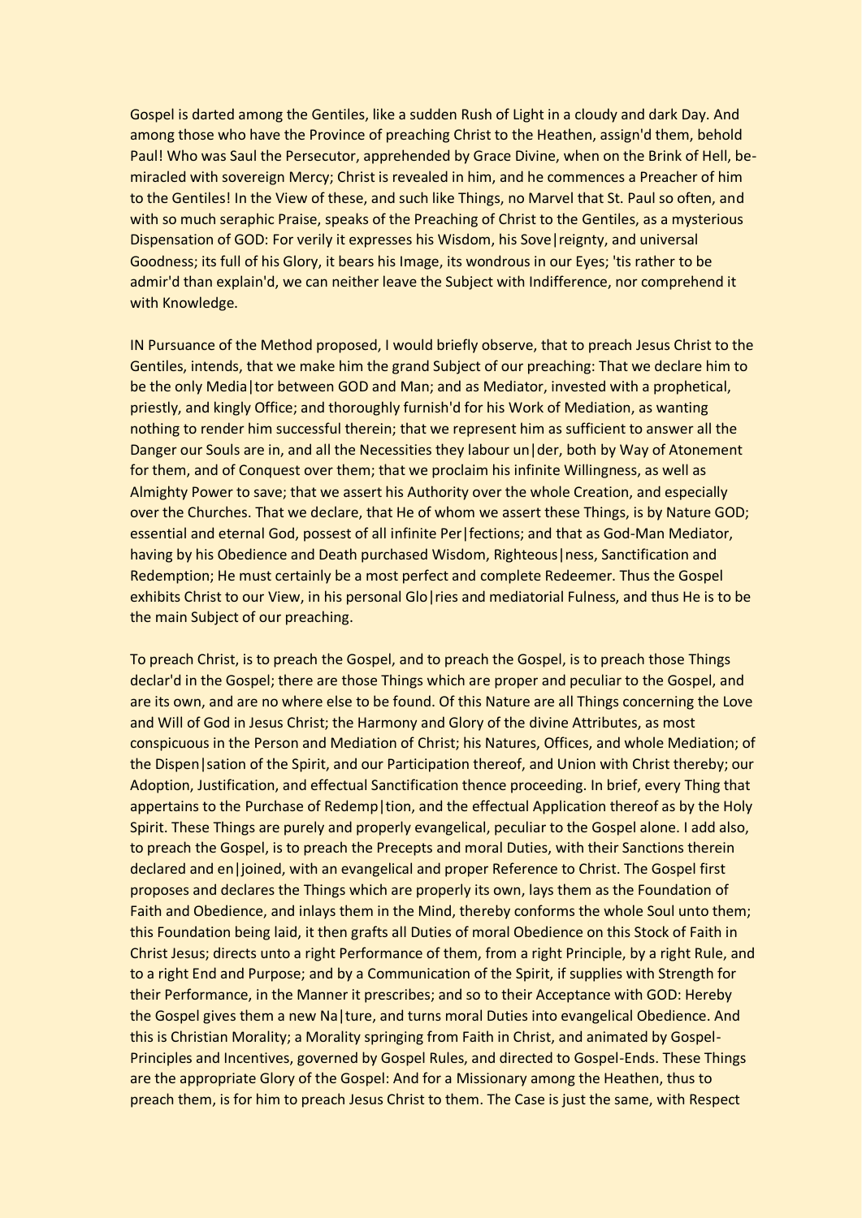Gospel is darted among the Gentiles, like a sudden Rush of Light in a cloudy and dark Day. And among those who have the Province of preaching Christ to the Heathen, assign'd them, behold Paul! Who was Saul the Persecutor, apprehended by Grace Divine, when on the Brink of Hell, be-miracled with sovereign Mercy; Christ is revealed in him, and he commences a Preacher of him to the Gentiles! In the View of these, and such like Things, no Marvel that St. Paul so often, and with so much seraphic Praise, speaks of the Preaching of Christ to the Gentiles, as a mysterious Dispensation of GOD: For verily it expresses his Wisdom, his Sove|reignty, and universal Goodness; its full of his Glory, it bears his Image, its wondrous in our Eyes; 'tis rather to be admir'd than explain'd, we can neither leave the Subject with Indifference, nor comprehend it with Knowledge.

IN Pursuance of the Method proposed, I would briefly observe, that to preach Jesus Christ to the Gentiles, intends, that we make him the grand Subject of our preaching: That we declare him to be the only Media|tor between GOD and Man; and as Mediator, invested with a prophetical, priestly, and kingly Office; and thoroughly furnish'd for his Work of Mediation, as wanting nothing to render him successful therein; that we represent him as sufficient to answer all the Danger our Souls are in, and all the Necessities they labour un|der, both by Way of Atonement for them, and of Conquest over them; that we proclaim his infinite Willingness, as well as Almighty Power to save; that we assert his Authority over the whole Creation, and especially over the Churches. That we declare, that He of whom we assert these Things, is by Nature GOD; essential and eternal God, possest of all infinite Per|fections; and that as God-Man Mediator, having by his Obedience and Death purchased Wisdom, Righteous|ness, Sanctification and Redemption; He must certainly be a most perfect and complete Redeemer. Thus the Gospel exhibits Christ to our View, in his personal Glo|ries and mediatorial Fulness, and thus He is to be the main Subject of our preaching.

To preach Christ, is to preach the Gospel, and to preach the Gospel, is to preach those Things declar'd in the Gospel; there are those Things which are proper and peculiar to the Gospel, and are its own, and are no where else to be found. Of this Nature are all Things concerning the Love and Will of God in Jesus Christ; the Harmony and Glory of the divine Attributes, as most conspicuous in the Person and Mediation of Christ; his Natures, Offices, and whole Mediation; of the Dispen|sation of the Spirit, and our Participation thereof, and Union with Christ thereby; our Adoption, Justification, and effectual Sanctification thence proceeding. In brief, every Thing that appertains to the Purchase of Redemp|tion, and the effectual Application thereof as by the Holy Spirit. These Things are purely and properly evangelical, peculiar to the Gospel alone. I add also, to preach the Gospel, is to preach the Precepts and moral Duties, with their Sanctions therein declared and en|joined, with an evangelical and proper Reference to Christ. The Gospel first proposes and declares the Things which are properly its own, lays them as the Foundation of Faith and Obedience, and inlays them in the Mind, thereby conforms the whole Soul unto them; this Foundation being laid, it then grafts all Duties of moral Obedience on this Stock of Faith in Christ Jesus; directs unto a right Performance of them, from a right Principle, by a right Rule, and to a right End and Purpose; and by a Communication of the Spirit, if supplies with Strength for their Performance, in the Manner it prescribes; and so to their Acceptance with GOD: Hereby the Gospel gives them a new Na|ture, and turns moral Duties into evangelical Obedience. And this is Christian Morality; a Morality springing from Faith in Christ, and animated by Gospel-Principles and Incentives, governed by Gospel Rules, and directed to Gospel-Ends. These Things are the appropriate Glory of the Gospel: And for a Missionary among the Heathen, thus to preach them, is for him to preach Jesus Christ to them. The Case is just the same, with Respect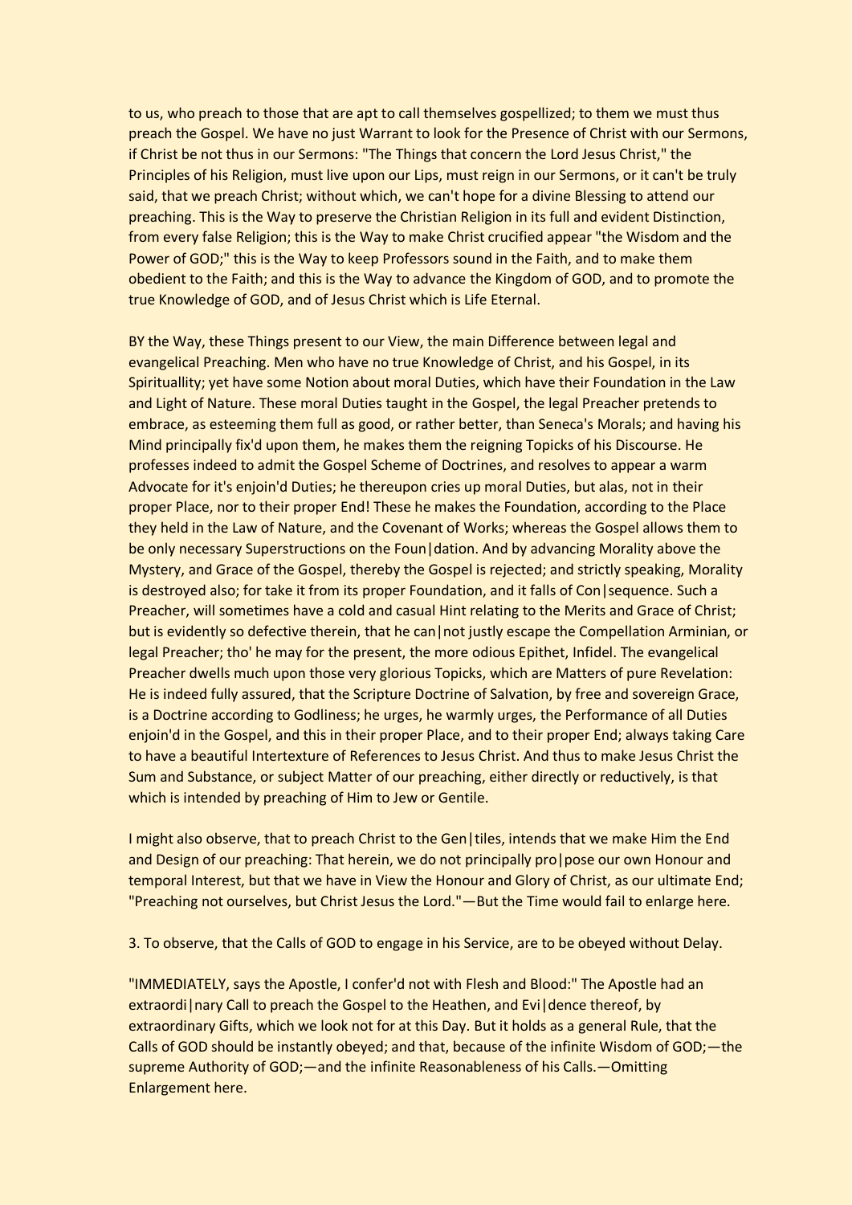to us, who preach to those that are apt to call themselves gospellized; to them we must thus preach the Gospel. We have no just Warrant to look for the Presence of Christ with our Sermons, if Christ be not thus in our Sermons: "The Things that concern the Lord Jesus Christ," the Principles of his Religion, must live upon our Lips, must reign in our Sermons, or it can't be truly said, that we preach Christ; without which, we can't hope for a divine Blessing to attend our preaching. This is the Way to preserve the Christian Religion in its full and evident Distinction, from every false Religion; this is the Way to make Christ crucified appear "the Wisdom and the Power of GOD;" this is the Way to keep Professors sound in the Faith, and to make them obedient to the Faith; and this is the Way to advance the Kingdom of GOD, and to promote the true Knowledge of GOD, and of Jesus Christ which is Life Eternal.

BY the Way, these Things present to our View, the main Difference between legal and evangelical Preaching. Men who have no true Knowledge of Christ, and his Gospel, in its Spirituallity; yet have some Notion about moral Duties, which have their Foundation in the Law and Light of Nature. These moral Duties taught in the Gospel, the legal Preacher pretends to embrace, as esteeming them full as good, or rather better, than Seneca's Morals; and having his Mind principally fix'd upon them, he makes them the reigning Topicks of his Discourse. He professes indeed to admit the Gospel Scheme of Doctrines, and resolves to appear a warm Advocate for it's enjoin'd Duties; he thereupon cries up moral Duties, but alas, not in their proper Place, nor to their proper End! These he makes the Foundation, according to the Place they held in the Law of Nature, and the Covenant of Works; whereas the Gospel allows them to be only necessary Superstructions on the Foun|dation. And by advancing Morality above the Mystery, and Grace of the Gospel, thereby the Gospel is rejected; and strictly speaking, Morality is destroyed also; for take it from its proper Foundation, and it falls of Con|sequence. Such a Preacher, will sometimes have a cold and casual Hint relating to the Merits and Grace of Christ; but is evidently so defective therein, that he can|not justly escape the Compellation Arminian, or legal Preacher; tho' he may for the present, the more odious Epithet, Infidel. The evangelical Preacher dwells much upon those very glorious Topicks, which are Matters of pure Revelation: He is indeed fully assured, that the Scripture Doctrine of Salvation, by free and sovereign Grace, is a Doctrine according to Godliness; he urges, he warmly urges, the Performance of all Duties enjoin'd in the Gospel, and this in their proper Place, and to their proper End; always taking Care to have a beautiful Intertexture of References to Jesus Christ. And thus to make Jesus Christ the Sum and Substance, or subject Matter of our preaching, either directly or reductively, is that which is intended by preaching of Him to Jew or Gentile.

I might also observe, that to preach Christ to the Gen|tiles, intends that we make Him the End and Design of our preaching: That herein, we do not principally pro|pose our own Honour and temporal Interest, but that we have in View the Honour and Glory of Christ, as our ultimate End; "Preaching not ourselves, but Christ Jesus the Lord."—But the Time would fail to enlarge here.

3. To observe, that the Calls of GOD to engage in his Service, are to be obeyed without Delay.

"IMMEDIATELY, says the Apostle, I confer'd not with Flesh and Blood:" The Apostle had an extraordi|nary Call to preach the Gospel to the Heathen, and Evi|dence thereof, by extraordinary Gifts, which we look not for at this Day. But it holds as a general Rule, that the Calls of GOD should be instantly obeyed; and that, because of the infinite Wisdom of GOD;—the supreme Authority of GOD;—and the infinite Reasonableness of his Calls.—Omitting Enlargement here.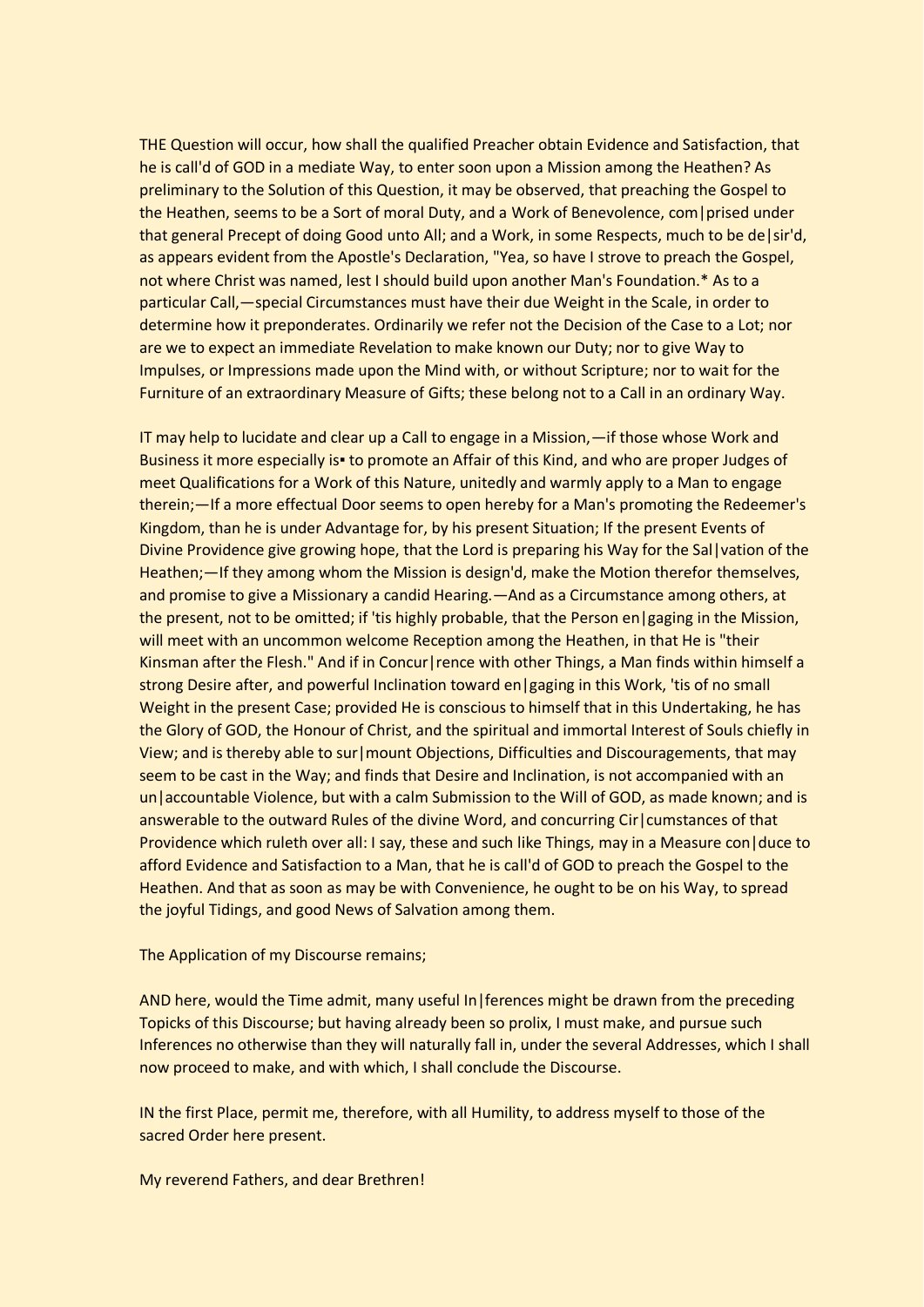THE Question will occur, how shall the qualified Preacher obtain Evidence and Satisfaction, that he is call'd of GOD in a mediate Way, to enter soon upon a Mission among the Heathen? As preliminary to the Solution of this Question, it may be observed, that preaching the Gospel to the Heathen, seems to be a Sort of moral Duty, and a Work of Benevolence, com|prised under that general Precept of doing Good unto All; and a Work, in some Respects, much to be de|sir'd, as appears evident from the Apostle's Declaration, "Yea, so have I strove to preach the Gospel, not where Christ was named, lest I should build upon another Man's Foundation.* As to a particular Call,—special Circumstances must have their due Weight in the Scale, in order to determine how it preponderates. Ordinarily we refer not the Decision of the Case to a Lot; nor are we to expect an immediate Revelation to make known our Duty; nor to give Way to Impulses, or Impressions made upon the Mind with, or without Scripture; nor to wait for the Furniture of an extraordinary Measure of Gifts; these belong not to a Call in an ordinary Way.

IT may help to lucidate and clear up a Call to engage in a Mission,—if those whose Work and Business it more especially is▪ to promote an Affair of this Kind, and who are proper Judges of meet Qualifications for a Work of this Nature, unitedly and warmly apply to a Man to engage therein;—If a more effectual Door seems to open hereby for a Man's promoting the Redeemer's Kingdom, than he is under Advantage for, by his present Situation; If the present Events of Divine Providence give growing hope, that the Lord is preparing his Way for the Sal|vation of the Heathen;—If they among whom the Mission is design'd, make the Motion therefor themselves, and promise to give a Missionary a candid Hearing.—And as a Circumstance among others, at the present, not to be omitted; if 'tis highly probable, that the Person en|gaging in the Mission, will meet with an uncommon welcome Reception among the Heathen, in that He is "their Kinsman after the Flesh." And if in Concur|rence with other Things, a Man finds within himself a strong Desire after, and powerful Inclination toward en|gaging in this Work, 'tis of no small Weight in the present Case; provided He is conscious to himself that in this Undertaking, he has the Glory of GOD, the Honour of Christ, and the spiritual and immortal Interest of Souls chiefly in View; and is thereby able to sur|mount Objections, Difficulties and Discouragements, that may seem to be cast in the Way; and finds that Desire and Inclination, is not accompanied with an un|accountable Violence, but with a calm Submission to the Will of GOD, as made known; and is answerable to the outward Rules of the divine Word, and concurring Cir|cumstances of that Providence which ruleth over all: I say, these and such like Things, may in a Measure con|duce to afford Evidence and Satisfaction to a Man, that he is call'd of GOD to preach the Gospel to the Heathen. And that as soon as may be with Convenience, he ought to be on his Way, to spread the joyful Tidings, and good News of Salvation among them.

The Application of my Discourse remains;

AND here, would the Time admit, many useful In|ferences might be drawn from the preceding Topicks of this Discourse; but having already been so prolix, I must make, and pursue such Inferences no otherwise than they will naturally fall in, under the several Addresses, which I shall now proceed to make, and with which, I shall conclude the Discourse.

IN the first Place, permit me, therefore, with all Humility, to address myself to those of the sacred Order here present.

My reverend Fathers, and dear Brethren!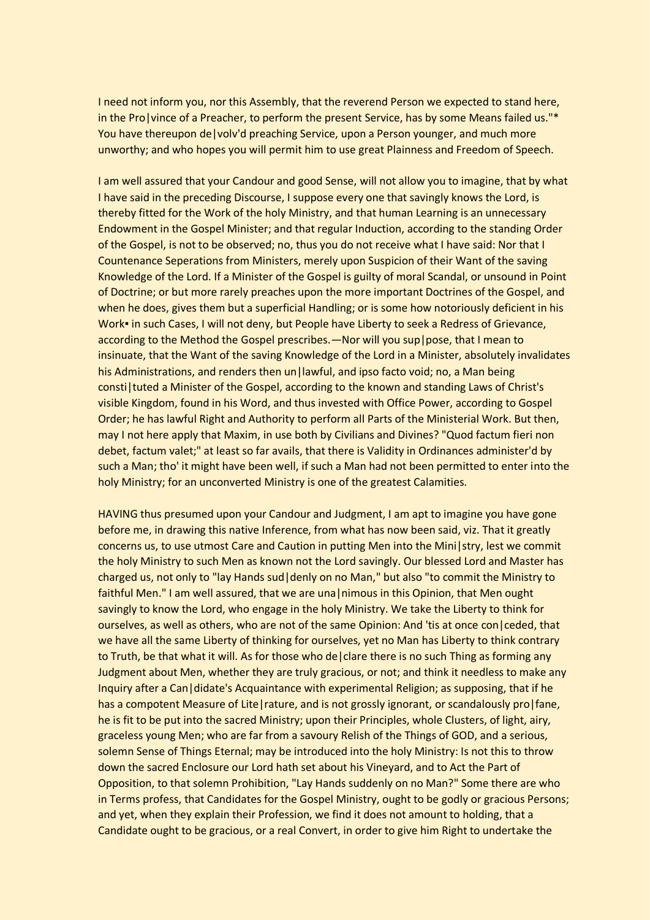I need not inform you, nor this Assembly, that the reverend Person we expected to stand here, in the Pro|vince of a Preacher, to perform the present Service, has by some Means failed us."* You have thereupon de|volv'd preaching Service, upon a Person younger, and much more unworthy; and who hopes you will permit him to use great Plainness and Freedom of Speech.

I am well assured that your Candour and good Sense, will not allow you to imagine, that by what I have said in the preceding Discourse, I suppose every one that savingly knows the Lord, is thereby fitted for the Work of the holy Ministry, and that human Learning is an unnecessary Endowment in the Gospel Minister; and that regular Induction, according to the standing Order of the Gospel, is not to be observed; no, thus you do not receive what I have said: Nor that I Countenance Seperations from Ministers, merely upon Suspicion of their Want of the saving Knowledge of the Lord. If a Minister of the Gospel is guilty of moral Scandal, or unsound in Point of Doctrine; or but more rarely preaches upon the more important Doctrines of the Gospel, and when he does, gives them but a superficial Handling; or is some how notoriously deficient in his Work▪ in such Cases, I will not deny, but People have Liberty to seek a Redress of Grievance, according to the Method the Gospel prescribes.—Nor will you sup|pose, that I mean to insinuate, that the Want of the saving Knowledge of the Lord in a Minister, absolutely invalidates his Administrations, and renders then un|lawful, and ipso facto void; no, a Man being consti|tuted a Minister of the Gospel, according to the known and standing Laws of Christ's visible Kingdom, found in his Word, and thus invested with Office Power, according to Gospel Order; he has lawful Right and Authority to perform all Parts of the Ministerial Work. But then, may I not here apply that Maxim, in use both by Civilians and Divines? "Quod factum fieri non debet, factum valet;" at least so far avails, that there is Validity in Ordinances administer'd by such a Man; tho' it might have been well, if such a Man had not been permitted to enter into the holy Ministry; for an unconverted Ministry is one of the greatest Calamities.

HAVING thus presumed upon your Candour and Judgment, I am apt to imagine you have gone before me, in drawing this native Inference, from what has now been said, viz. That it greatly concerns us, to use utmost Care and Caution in putting Men into the Mini|stry, lest we commit the holy Ministry to such Men as known not the Lord savingly. Our blessed Lord and Master has charged us, not only to "lay Hands sud|denly on no Man," but also "to commit the Ministry to faithful Men." I am well assured, that we are una|nimous in this Opinion, that Men ought savingly to know the Lord, who engage in the holy Ministry. We take the Liberty to think for ourselves, as well as others, who are not of the same Opinion: And 'tis at once con|ceded, that we have all the same Liberty of thinking for ourselves, yet no Man has Liberty to think contrary to Truth, be that what it will. As for those who de|clare there is no such Thing as forming any Judgment about Men, whether they are truly gracious, or not; and think it needless to make any Inquiry after a Can|didate's Acquaintance with experimental Religion; as supposing, that if he has a compotent Measure of Lite|rature, and is not grossly ignorant, or scandalously pro|fane, he is fit to be put into the sacred Ministry; upon their Principles, whole Clusters, of light, airy, graceless young Men; who are far from a savoury Relish of the Things of GOD, and a serious, solemn Sense of Things Eternal; may be introduced into the holy Ministry: Is not this to throw down the sacred Enclosure our Lord hath set about his Vineyard, and to Act the Part of Opposition, to that solemn Prohibition, "Lay Hands suddenly on no Man?" Some there are who in Terms profess, that Candidates for the Gospel Ministry, ought to be godly or gracious Persons; and yet, when they explain their Profession, we find it does not amount to holding, that a Candidate ought to be gracious, or a real Convert, in order to give him Right to undertake the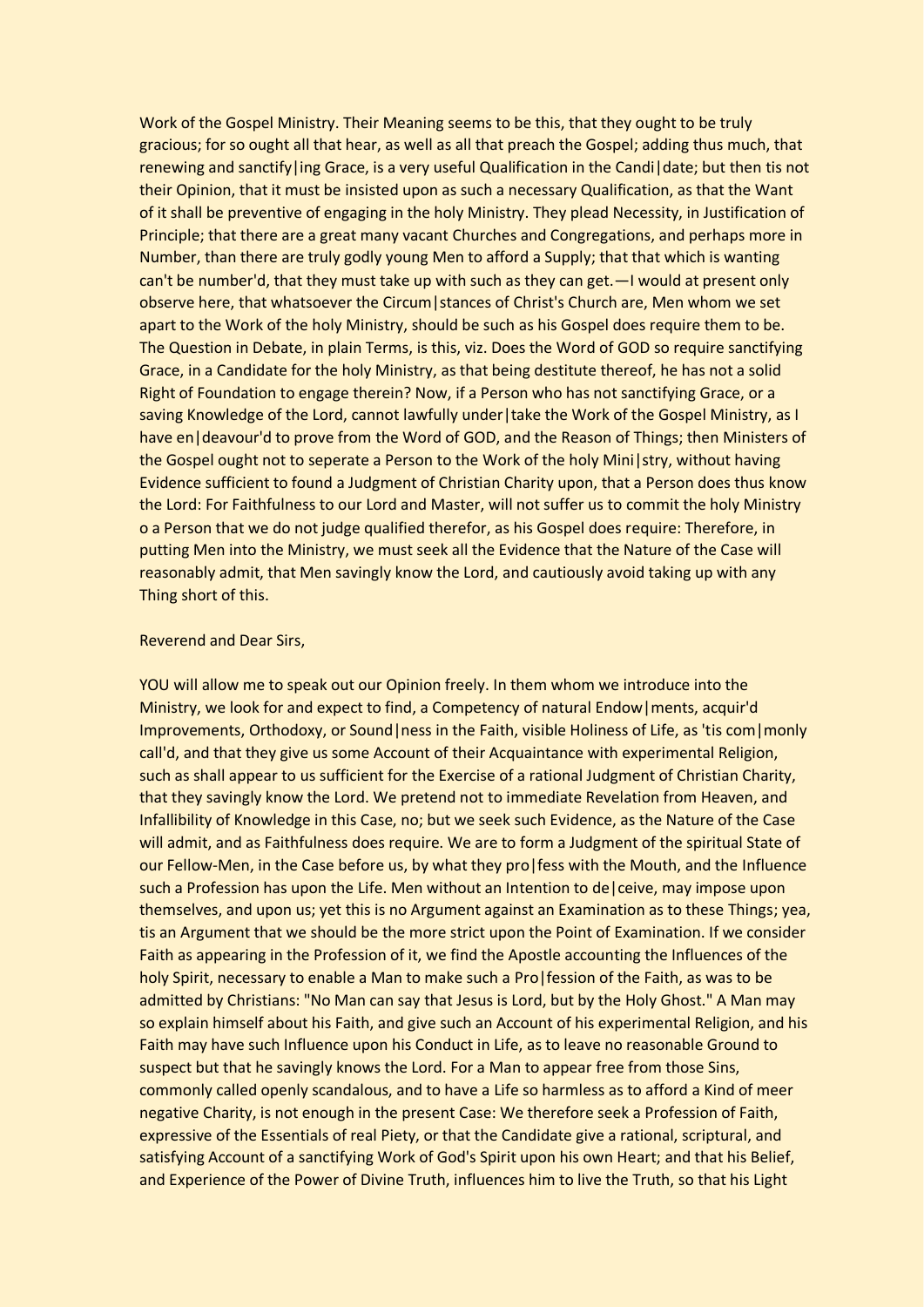Work of the Gospel Ministry. Their Meaning seems to be this, that they ought to be truly gracious; for so ought all that hear, as well as all that preach the Gospel; adding thus much, that renewing and sanctify|ing Grace, is a very useful Qualification in the Candi|date; but then tis not their Opinion, that it must be insisted upon as such a necessary Qualification, as that the Want of it shall be preventive of engaging in the holy Ministry. They plead Necessity, in Justification of Principle; that there are a great many vacant Churches and Congregations, and perhaps more in Number, than there are truly godly young Men to afford a Supply; that that which is wanting can't be number'd, that they must take up with such as they can get.—I would at present only observe here, that whatsoever the Circum|stances of Christ's Church are, Men whom we set apart to the Work of the holy Ministry, should be such as his Gospel does require them to be. The Question in Debate, in plain Terms, is this, viz. Does the Word of GOD so require sanctifying Grace, in a Candidate for the holy Ministry, as that being destitute thereof, he has not a solid Right of Foundation to engage therein? Now, if a Person who has not sanctifying Grace, or a saving Knowledge of the Lord, cannot lawfully under|take the Work of the Gospel Ministry, as I have en|deavour'd to prove from the Word of GOD, and the Reason of Things; then Ministers of the Gospel ought not to seperate a Person to the Work of the holy Mini|stry, without having Evidence sufficient to found a Judgment of Christian Charity upon, that a Person does thus know the Lord: For Faithfulness to our Lord and Master, will not suffer us to commit the holy Ministry o a Person that we do not judge qualified therefor, as his Gospel does require: Therefore, in putting Men into the Ministry, we must seek all the Evidence that the Nature of the Case will reasonably admit, that Men savingly know the Lord, and cautiously avoid taking up with any Thing short of this.

Reverend and Dear Sirs,

YOU will allow me to speak out our Opinion freely. In them whom we introduce into the Ministry, we look for and expect to find, a Competency of natural Endow|ments, acquir'd Improvements, Orthodoxy, or Sound|ness in the Faith, visible Holiness of Life, as 'tis com|monly call'd, and that they give us some Account of their Acquaintance with experimental Religion, such as shall appear to us sufficient for the Exercise of a rational Judgment of Christian Charity, that they savingly know the Lord. We pretend not to immediate Revelation from Heaven, and Infallibility of Knowledge in this Case, no; but we seek such Evidence, as the Nature of the Case will admit, and as Faithfulness does require. We are to form a Judgment of the spiritual State of our Fellow-Men, in the Case before us, by what they pro|fess with the Mouth, and the Influence such a Profession has upon the Life. Men without an Intention to de|ceive, may impose upon themselves, and upon us; yet this is no Argument against an Examination as to these Things; yea, tis an Argument that we should be the more strict upon the Point of Examination. If we consider Faith as appearing in the Profession of it, we find the Apostle accounting the Influences of the holy Spirit, necessary to enable a Man to make such a Pro|fession of the Faith, as was to be admitted by Christians: "No Man can say that Jesus is Lord, but by the Holy Ghost." A Man may so explain himself about his Faith, and give such an Account of his experimental Religion, and his Faith may have such Influence upon his Conduct in Life, as to leave no reasonable Ground to suspect but that he savingly knows the Lord. For a Man to appear free from those Sins, commonly called openly scandalous, and to have a Life so harmless as to afford a Kind of meer negative Charity, is not enough in the present Case: We therefore seek a Profession of Faith, expressive of the Essentials of real Piety, or that the Candidate give a rational, scriptural, and satisfying Account of a sanctifying Work of God's Spirit upon his own Heart; and that his Belief, and Experience of the Power of Divine Truth, influences him to live the Truth, so that his Light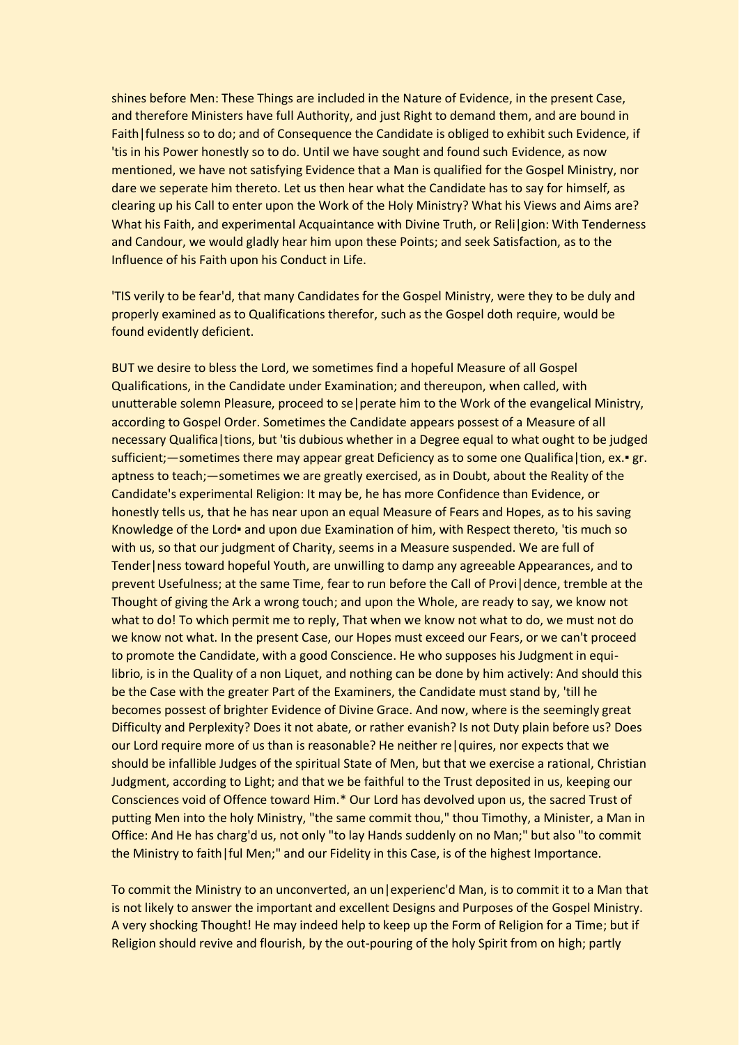shines before Men: These Things are included in the Nature of Evidence, in the present Case, and therefore Ministers have full Authority, and just Right to demand them, and are bound in Faith|fulness so to do; and of Consequence the Candidate is obliged to exhibit such Evidence, if 'tis in his Power honestly so to do. Until we have sought and found such Evidence, as now mentioned, we have not satisfying Evidence that a Man is qualified for the Gospel Ministry, nor dare we seperate him thereto. Let us then hear what the Candidate has to say for himself, as clearing up his Call to enter upon the Work of the Holy Ministry? What his Views and Aims are? What his Faith, and experimental Acquaintance with Divine Truth, or Reli|gion: With Tenderness and Candour, we would gladly hear him upon these Points; and seek Satisfaction, as to the Influence of his Faith upon his Conduct in Life.

'TIS verily to be fear'd, that many Candidates for the Gospel Ministry, were they to be duly and properly examined as to Qualifications therefor, such as the Gospel doth require, would be found evidently deficient.

BUT we desire to bless the Lord, we sometimes find a hopeful Measure of all Gospel Qualifications, in the Candidate under Examination; and thereupon, when called, with unutterable solemn Pleasure, proceed to se|perate him to the Work of the evangelical Ministry, according to Gospel Order. Sometimes the Candidate appears possest of a Measure of all necessary Qualifica|tions, but 'tis dubious whether in a Degree equal to what ought to be judged sufficient;—sometimes there may appear great Deficiency as to some one Qualifica|tion, ex.▪ gr. aptness to teach;—sometimes we are greatly exercised, as in Doubt, about the Reality of the Candidate's experimental Religion: It may be, he has more Confidence than Evidence, or honestly tells us, that he has near upon an equal Measure of Fears and Hopes, as to his saving Knowledge of the Lord▪ and upon due Examination of him, with Respect thereto, 'tis much so with us, so that our judgment of Charity, seems in a Measure suspended. We are full of Tender|ness toward hopeful Youth, are unwilling to damp any agreeable Appearances, and to prevent Usefulness; at the same Time, fear to run before the Call of Provi|dence, tremble at the Thought of giving the Ark a wrong touch; and upon the Whole, are ready to say, we know not what to do! To which permit me to reply, That when we know not what to do, we must not do we know not what. In the present Case, our Hopes must exceed our Fears, or we can't proceed to promote the Candidate, with a good Conscience. He who supposes his Judgment in equi-librio, is in the Quality of a non Liquet, and nothing can be done by him actively: And should this be the Case with the greater Part of the Examiners, the Candidate must stand by, 'till he becomes possest of brighter Evidence of Divine Grace. And now, where is the seemingly great Difficulty and Perplexity? Does it not abate, or rather evanish? Is not Duty plain before us? Does our Lord require more of us than is reasonable? He neither re|quires, nor expects that we should be infallible Judges of the spiritual State of Men, but that we exercise a rational, Christian Judgment, according to Light; and that we be faithful to the Trust deposited in us, keeping our Consciences void of Offence toward Him.* Our Lord has devolved upon us, the sacred Trust of putting Men into the holy Ministry, "the same commit thou," thou Timothy, a Minister, a Man in Office: And He has charg'd us, not only "to lay Hands suddenly on no Man;" but also "to commit the Ministry to faith|ful Men;" and our Fidelity in this Case, is of the highest Importance.

To commit the Ministry to an unconverted, an un|experienc'd Man, is to commit it to a Man that is not likely to answer the important and excellent Designs and Purposes of the Gospel Ministry. A very shocking Thought! He may indeed help to keep up the Form of Religion for a Time; but if Religion should revive and flourish, by the out-pouring of the holy Spirit from on high; partly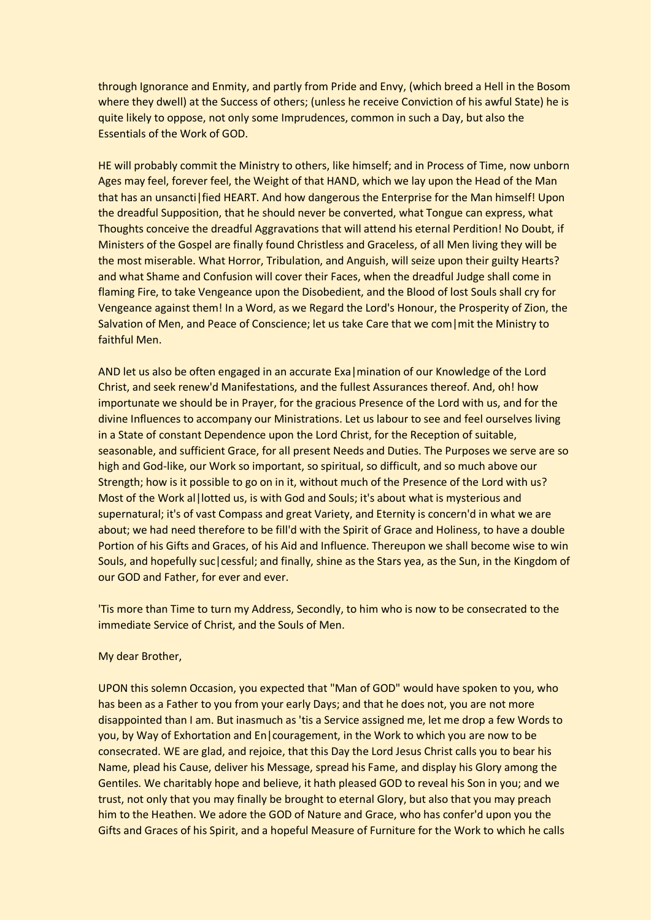through Ignorance and Enmity, and partly from Pride and Envy, (which breed a Hell in the Bosom where they dwell) at the Success of others; (unless he receive Conviction of his awful State) he is quite likely to oppose, not only some Imprudences, common in such a Day, but also the Essentials of the Work of GOD.

HE will probably commit the Ministry to others, like himself; and in Process of Time, now unborn Ages may feel, forever feel, the Weight of that HAND, which we lay upon the Head of the Man that has an unsancti|fied HEART. And how dangerous the Enterprise for the Man himself! Upon the dreadful Supposition, that he should never be converted, what Tongue can express, what Thoughts conceive the dreadful Aggravations that will attend his eternal Perdition! No Doubt, if Ministers of the Gospel are finally found Christless and Graceless, of all Men living they will be the most miserable. What Horror, Tribulation, and Anguish, will seize upon their guilty Hearts? and what Shame and Confusion will cover their Faces, when the dreadful Judge shall come in flaming Fire, to take Vengeance upon the Disobedient, and the Blood of lost Souls shall cry for Vengeance against them! In a Word, as we Regard the Lord's Honour, the Prosperity of Zion, the Salvation of Men, and Peace of Conscience; let us take Care that we com|mit the Ministry to faithful Men.

AND let us also be often engaged in an accurate Exa|mination of our Knowledge of the Lord Christ, and seek renew'd Manifestations, and the fullest Assurances thereof. And, oh! how importunate we should be in Prayer, for the gracious Presence of the Lord with us, and for the divine Influences to accompany our Ministrations. Let us labour to see and feel ourselves living in a State of constant Dependence upon the Lord Christ, for the Reception of suitable, seasonable, and sufficient Grace, for all present Needs and Duties. The Purposes we serve are so high and God-like, our Work so important, so spiritual, so difficult, and so much above our Strength; how is it possible to go on in it, without much of the Presence of the Lord with us? Most of the Work al|lotted us, is with God and Souls; it's about what is mysterious and supernatural; it's of vast Compass and great Variety, and Eternity is concern'd in what we are about; we had need therefore to be fill'd with the Spirit of Grace and Holiness, to have a double Portion of his Gifts and Graces, of his Aid and Influence. Thereupon we shall become wise to win Souls, and hopefully suc|cessful; and finally, shine as the Stars yea, as the Sun, in the Kingdom of our GOD and Father, for ever and ever.

'Tis more than Time to turn my Address, Secondly, to him who is now to be consecrated to the immediate Service of Christ, and the Souls of Men.

My dear Brother,

UPON this solemn Occasion, you expected that "Man of GOD" would have spoken to you, who has been as a Father to you from your early Days; and that he does not, you are not more disappointed than I am. But inasmuch as 'tis a Service assigned me, let me drop a few Words to you, by Way of Exhortation and En|couragement, in the Work to which you are now to be consecrated. WE are glad, and rejoice, that this Day the Lord Jesus Christ calls you to bear his Name, plead his Cause, deliver his Message, spread his Fame, and display his Glory among the Gentiles. We charitably hope and believe, it hath pleased GOD to reveal his Son in you; and we trust, not only that you may finally be brought to eternal Glory, but also that you may preach him to the Heathen. We adore the GOD of Nature and Grace, who has confer'd upon you the Gifts and Graces of his Spirit, and a hopeful Measure of Furniture for the Work to which he calls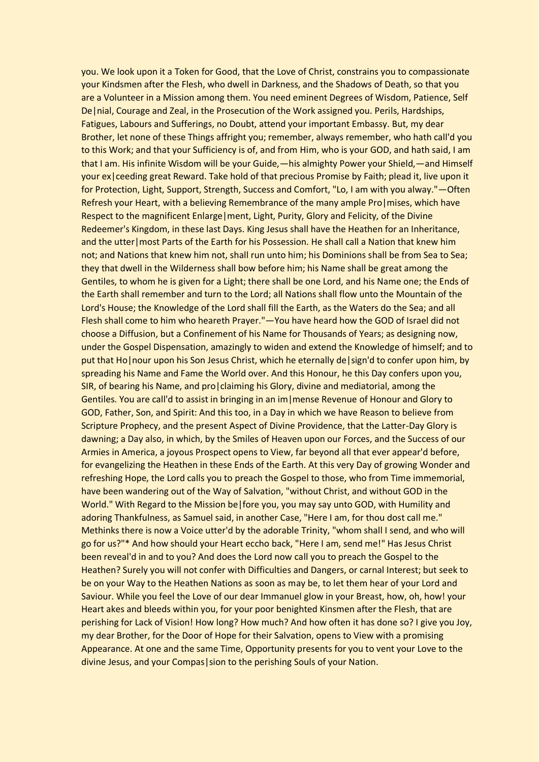you. We look upon it a Token for Good, that the Love of Christ, constrains you to compassionate your Kindsmen after the Flesh, who dwell in Darkness, and the Shadows of Death, so that you are a Volunteer in a Mission among them. You need eminent Degrees of Wisdom, Patience, Self De|nial, Courage and Zeal, in the Prosecution of the Work assigned you. Perils, Hardships, Fatigues, Labours and Sufferings, no Doubt, attend your important Embassy. But, my dear Brother, let none of these Things affright you; remember, always remember, who hath call'd you to this Work; and that your Sufficiency is of, and from Him, who is your GOD, and hath said, I am that I am. His infinite Wisdom will be your Guide,—his almighty Power your Shield,—and Himself your ex|ceeding great Reward. Take hold of that precious Promise by Faith; plead it, live upon it for Protection, Light, Support, Strength, Success and Comfort, "Lo, I am with you alway."—Often Refresh your Heart, with a believing Remembrance of the many ample Pro|mises, which have Respect to the magnificent Enlarge|ment, Light, Purity, Glory and Felicity, of the Divine Redeemer's Kingdom, in these last Days. King Jesus shall have the Heathen for an Inheritance, and the utter|most Parts of the Earth for his Possession. He shall call a Nation that knew him not; and Nations that knew him not, shall run unto him; his Dominions shall be from Sea to Sea; they that dwell in the Wilderness shall bow before him; his Name shall be great among the Gentiles, to whom he is given for a Light; there shall be one Lord, and his Name one; the Ends of the Earth shall remember and turn to the Lord; all Nations shall flow unto the Mountain of the Lord's House; the Knowledge of the Lord shall fill the Earth, as the Waters do the Sea; and all Flesh shall come to him who heareth Prayer."—You have heard how the GOD of Israel did not choose a Diffusion, but a Confinement of his Name for Thousands of Years; as designing now, under the Gospel Dispensation, amazingly to widen and extend the Knowledge of himself; and to put that Ho|nour upon his Son Jesus Christ, which he eternally de|sign'd to confer upon him, by spreading his Name and Fame the World over. And this Honour, he this Day confers upon you, SIR, of bearing his Name, and pro|claiming his Glory, divine and mediatorial, among the Gentiles. You are call'd to assist in bringing in an im|mense Revenue of Honour and Glory to GOD, Father, Son, and Spirit: And this too, in a Day in which we have Reason to believe from Scripture Prophecy, and the present Aspect of Divine Providence, that the Latter-Day Glory is dawning; a Day also, in which, by the Smiles of Heaven upon our Forces, and the Success of our Armies in America, a joyous Prospect opens to View, far beyond all that ever appear'd before, for evangelizing the Heathen in these Ends of the Earth. At this very Day of growing Wonder and refreshing Hope, the Lord calls you to preach the Gospel to those, who from Time immemorial, have been wandering out of the Way of Salvation, "without Christ, and without GOD in the World." With Regard to the Mission be|fore you, you may say unto GOD, with Humility and adoring Thankfulness, as Samuel said, in another Case, "Here I am, for thou dost call me." Methinks there is now a Voice utter'd by the adorable Trinity, "whom shall I send, and who will go for us?"* And how should your Heart eccho back, "Here I am, send me!" Has Jesus Christ been reveal'd in and to you? And does the Lord now call you to preach the Gospel to the Heathen? Surely you will not confer with Difficulties and Dangers, or carnal Interest; but seek to be on your Way to the Heathen Nations as soon as may be, to let them hear of your Lord and Saviour. While you feel the Love of our dear Immanuel glow in your Breast, how, oh, how! your Heart akes and bleeds within you, for your poor benighted Kinsmen after the Flesh, that are perishing for Lack of Vision! How long? How much? And how often it has done so? I give you Joy, my dear Brother, for the Door of Hope for their Salvation, opens to View with a promising Appearance. At one and the same Time, Opportunity presents for you to vent your Love to the divine Jesus, and your Compas|sion to the perishing Souls of your Nation.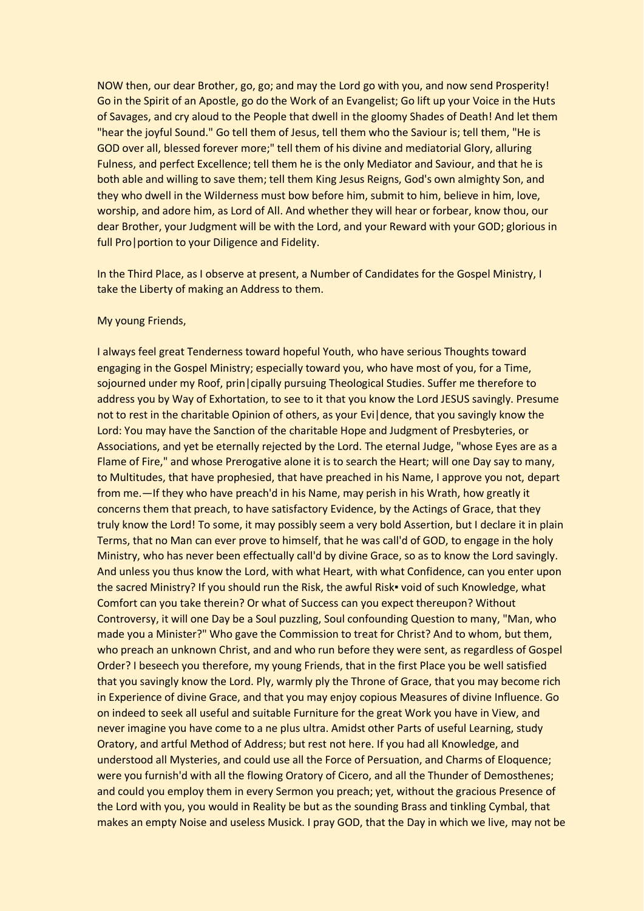NOW then, our dear Brother, go, go; and may the Lord go with you, and now send Prosperity! Go in the Spirit of an Apostle, go do the Work of an Evangelist; Go lift up your Voice in the Huts of Savages, and cry aloud to the People that dwell in the gloomy Shades of Death! And let them "hear the joyful Sound." Go tell them of Jesus, tell them who the Saviour is; tell them, "He is GOD over all, blessed forever more;" tell them of his divine and mediatorial Glory, alluring Fulness, and perfect Excellence; tell them he is the only Mediator and Saviour, and that he is both able and willing to save them; tell them King Jesus Reigns, God's own almighty Son, and they who dwell in the Wilderness must bow before him, submit to him, believe in him, love, worship, and adore him, as Lord of All. And whether they will hear or forbear, know thou, our dear Brother, your Judgment will be with the Lord, and your Reward with your GOD; glorious in full Pro|portion to your Diligence and Fidelity.

In the Third Place, as I observe at present, a Number of Candidates for the Gospel Ministry, I take the Liberty of making an Address to them.

My young Friends,

I always feel great Tenderness toward hopeful Youth, who have serious Thoughts toward engaging in the Gospel Ministry; especially toward you, who have most of you, for a Time, sojourned under my Roof, prin|cipally pursuing Theological Studies. Suffer me therefore to address you by Way of Exhortation, to see to it that you know the Lord JESUS savingly. Presume not to rest in the charitable Opinion of others, as your Evi|dence, that you savingly know the Lord: You may have the Sanction of the charitable Hope and Judgment of Presbyteries, or Associations, and yet be eternally rejected by the Lord. The eternal Judge, "whose Eyes are as a Flame of Fire," and whose Prerogative alone it is to search the Heart; will one Day say to many, to Multitudes, that have prophesied, that have preached in his Name, I approve you not, depart from me.—If they who have preach'd in his Name, may perish in his Wrath, how greatly it concerns them that preach, to have satisfactory Evidence, by the Actings of Grace, that they truly know the Lord! To some, it may possibly seem a very bold Assertion, but I declare it in plain Terms, that no Man can ever prove to himself, that he was call'd of GOD, to engage in the holy Ministry, who has never been effectually call'd by divine Grace, so as to know the Lord savingly. And unless you thus know the Lord, with what Heart, with what Confidence, can you enter upon the sacred Ministry? If you should run the Risk, the awful Risk▪ void of such Knowledge, what Comfort can you take therein? Or what of Success can you expect thereupon? Without Controversy, it will one Day be a Soul puzzling, Soul confounding Question to many, "Man, who made you a Minister?" Who gave the Commission to treat for Christ? And to whom, but them, who preach an unknown Christ, and and who run before they were sent, as regardless of Gospel Order? I beseech you therefore, my young Friends, that in the first Place you be well satisfied that you savingly know the Lord. Ply, warmly ply the Throne of Grace, that you may become rich in Experience of divine Grace, and that you may enjoy copious Measures of divine Influence. Go on indeed to seek all useful and suitable Furniture for the great Work you have in View, and never imagine you have come to a ne plus ultra. Amidst other Parts of useful Learning, study Oratory, and artful Method of Address; but rest not here. If you had all Knowledge, and understood all Mysteries, and could use all the Force of Persuation, and Charms of Eloquence; were you furnish'd with all the flowing Oratory of Cicero, and all the Thunder of Demosthenes; and could you employ them in every Sermon you preach; yet, without the gracious Presence of the Lord with you, you would in Reality be but as the sounding Brass and tinkling Cymbal, that makes an empty Noise and useless Musick. I pray GOD, that the Day in which we live, may not be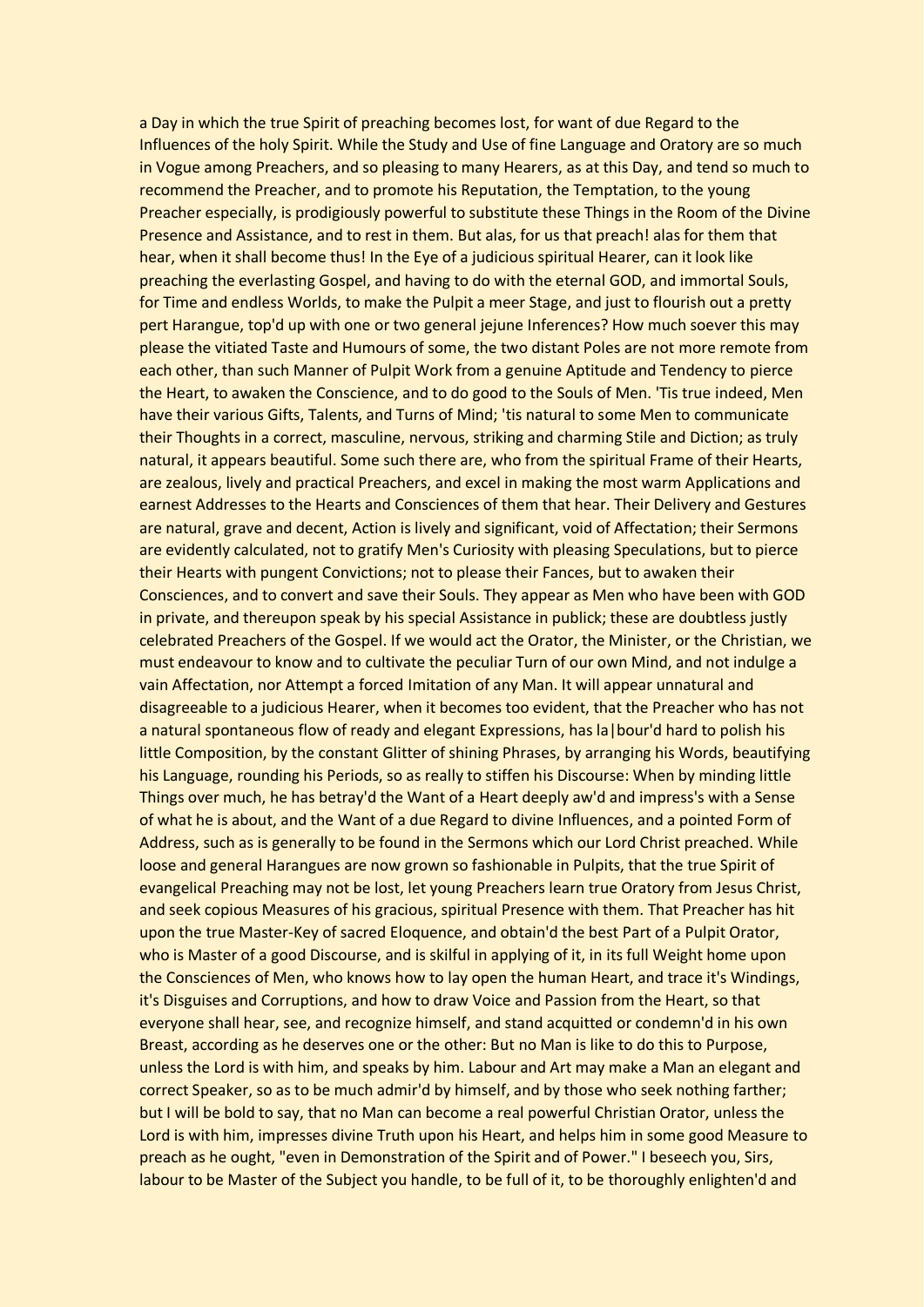a Day in which the true Spirit of preaching becomes lost, for want of due Regard to the Influences of the holy Spirit. While the Study and Use of fine Language and Oratory are so much in Vogue among Preachers, and so pleasing to many Hearers, as at this Day, and tend so much to recommend the Preacher, and to promote his Reputation, the Temptation, to the young Preacher especially, is prodigiously powerful to substitute these Things in the Room of the Divine Presence and Assistance, and to rest in them. But alas, for us that preach! alas for them that hear, when it shall become thus! In the Eye of a judicious spiritual Hearer, can it look like preaching the everlasting Gospel, and having to do with the eternal GOD, and immortal Souls, for Time and endless Worlds, to make the Pulpit a meer Stage, and just to flourish out a pretty pert Harangue, top'd up with one or two general jejune Inferences? How much soever this may please the vitiated Taste and Humours of some, the two distant Poles are not more remote from each other, than such Manner of Pulpit Work from a genuine Aptitude and Tendency to pierce the Heart, to awaken the Conscience, and to do good to the Souls of Men. 'Tis true indeed, Men have their various Gifts, Talents, and Turns of Mind; 'tis natural to some Men to communicate their Thoughts in a correct, masculine, nervous, striking and charming Stile and Diction; as truly natural, it appears beautiful. Some such there are, who from the spiritual Frame of their Hearts, are zealous, lively and practical Preachers, and excel in making the most warm Applications and earnest Addresses to the Hearts and Consciences of them that hear. Their Delivery and Gestures are natural, grave and decent, Action is lively and significant, void of Affectation; their Sermons are evidently calculated, not to gratify Men's Curiosity with pleasing Speculations, but to pierce their Hearts with pungent Convictions; not to please their Fances, but to awaken their Consciences, and to convert and save their Souls. They appear as Men who have been with GOD in private, and thereupon speak by his special Assistance in publick; these are doubtless justly celebrated Preachers of the Gospel. If we would act the Orator, the Minister, or the Christian, we must endeavour to know and to cultivate the peculiar Turn of our own Mind, and not indulge a vain Affectation, nor Attempt a forced Imitation of any Man. It will appear unnatural and disagreeable to a judicious Hearer, when it becomes too evident, that the Preacher who has not a natural spontaneous flow of ready and elegant Expressions, has la|bour'd hard to polish his little Composition, by the constant Glitter of shining Phrases, by arranging his Words, beautifying his Language, rounding his Periods, so as really to stiffen his Discourse: When by minding little Things over much, he has betray'd the Want of a Heart deeply aw'd and impress's with a Sense of what he is about, and the Want of a due Regard to divine Influences, and a pointed Form of Address, such as is generally to be found in the Sermons which our Lord Christ preached. While loose and general Harangues are now grown so fashionable in Pulpits, that the true Spirit of evangelical Preaching may not be lost, let young Preachers learn true Oratory from Jesus Christ, and seek copious Measures of his gracious, spiritual Presence with them. That Preacher has hit upon the true Master-Key of sacred Eloquence, and obtain'd the best Part of a Pulpit Orator, who is Master of a good Discourse, and is skilful in applying of it, in its full Weight home upon the Consciences of Men, who knows how to lay open the human Heart, and trace it's Windings, it's Disguises and Corruptions, and how to draw Voice and Passion from the Heart, so that everyone shall hear, see, and recognize himself, and stand acquitted or condemn'd in his own Breast, according as he deserves one or the other: But no Man is like to do this to Purpose, unless the Lord is with him, and speaks by him. Labour and Art may make a Man an elegant and correct Speaker, so as to be much admir'd by himself, and by those who seek nothing farther; but I will be bold to say, that no Man can become a real powerful Christian Orator, unless the Lord is with him, impresses divine Truth upon his Heart, and helps him in some good Measure to preach as he ought, "even in Demonstration of the Spirit and of Power." I beseech you, Sirs, labour to be Master of the Subject you handle, to be full of it, to be thoroughly enlighten'd and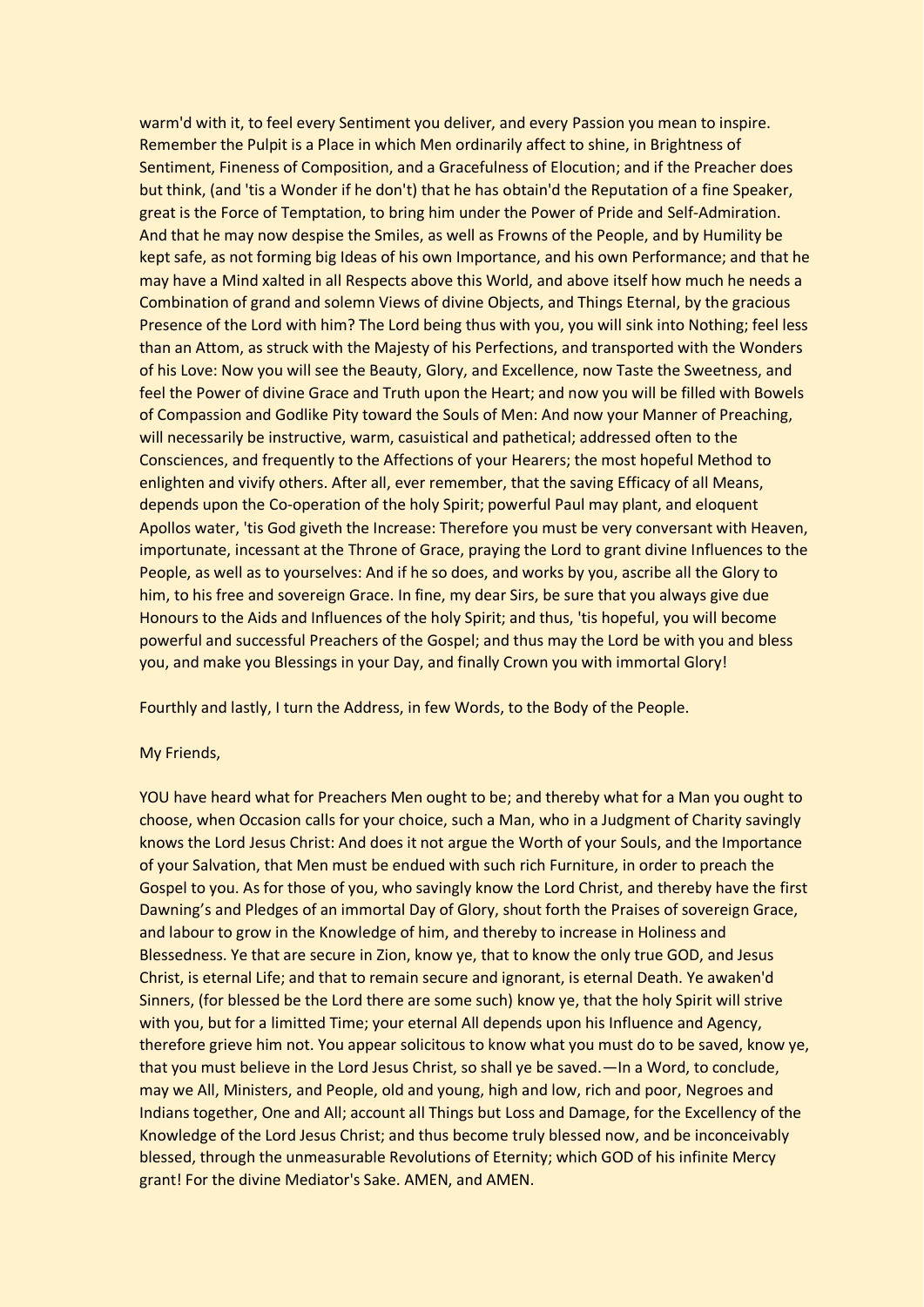warm'd with it, to feel every Sentiment you deliver, and every Passion you mean to inspire. Remember the Pulpit is a Place in which Men ordinarily affect to shine, in Brightness of Sentiment, Fineness of Composition, and a Gracefulness of Elocution; and if the Preacher does but think, (and 'tis a Wonder if he don't) that he has obtain'd the Reputation of a fine Speaker, great is the Force of Temptation, to bring him under the Power of Pride and Self-Admiration. And that he may now despise the Smiles, as well as Frowns of the People, and by Humility be kept safe, as not forming big Ideas of his own Importance, and his own Performance; and that he may have a Mind xalted in all Respects above this World, and above itself how much he needs a Combination of grand and solemn Views of divine Objects, and Things Eternal, by the gracious Presence of the Lord with him? The Lord being thus with you, you will sink into Nothing; feel less than an Attom, as struck with the Majesty of his Perfections, and transported with the Wonders of his Love: Now you will see the Beauty, Glory, and Excellence, now Taste the Sweetness, and feel the Power of divine Grace and Truth upon the Heart; and now you will be filled with Bowels of Compassion and Godlike Pity toward the Souls of Men: And now your Manner of Preaching, will necessarily be instructive, warm, casuistical and pathetical; addressed often to the Consciences, and frequently to the Affections of your Hearers; the most hopeful Method to enlighten and vivify others. After all, ever remember, that the saving Efficacy of all Means, depends upon the Co-operation of the holy Spirit; powerful Paul may plant, and eloquent Apollos water, 'tis God giveth the Increase: Therefore you must be very conversant with Heaven, importunate, incessant at the Throne of Grace, praying the Lord to grant divine Influences to the People, as well as to yourselves: And if he so does, and works by you, ascribe all the Glory to him, to his free and sovereign Grace. In fine, my dear Sirs, be sure that you always give due Honours to the Aids and Influences of the holy Spirit; and thus, 'tis hopeful, you will become powerful and successful Preachers of the Gospel; and thus may the Lord be with you and bless you, and make you Blessings in your Day, and finally Crown you with immortal Glory!

Fourthly and lastly, I turn the Address, in few Words, to the Body of the People.

My Friends,

YOU have heard what for Preachers Men ought to be; and thereby what for a Man you ought to choose, when Occasion calls for your choice, such a Man, who in a Judgment of Charity savingly knows the Lord Jesus Christ: And does it not argue the Worth of your Souls, and the Importance of your Salvation, that Men must be endued with such rich Furniture, in order to preach the Gospel to you. As for those of you, who savingly know the Lord Christ, and thereby have the first Dawning's and Pledges of an immortal Day of Glory, shout forth the Praises of sovereign Grace, and labour to grow in the Knowledge of him, and thereby to increase in Holiness and Blessedness. Ye that are secure in Zion, know ye, that to know the only true GOD, and Jesus Christ, is eternal Life; and that to remain secure and ignorant, is eternal Death. Ye awaken'd Sinners, (for blessed be the Lord there are some such) know ye, that the holy Spirit will strive with you, but for a limitted Time; your eternal All depends upon his Influence and Agency, therefore grieve him not. You appear solicitous to know what you must do to be saved, know ye, that you must believe in the Lord Jesus Christ, so shall ye be saved.—In a Word, to conclude, may we All, Ministers, and People, old and young, high and low, rich and poor, Negroes and Indians together, One and All; account all Things but Loss and Damage, for the Excellency of the Knowledge of the Lord Jesus Christ; and thus become truly blessed now, and be inconceivably blessed, through the unmeasurable Revolutions of Eternity; which GOD of his infinite Mercy grant! For the divine Mediator's Sake. AMEN, and AMEN.